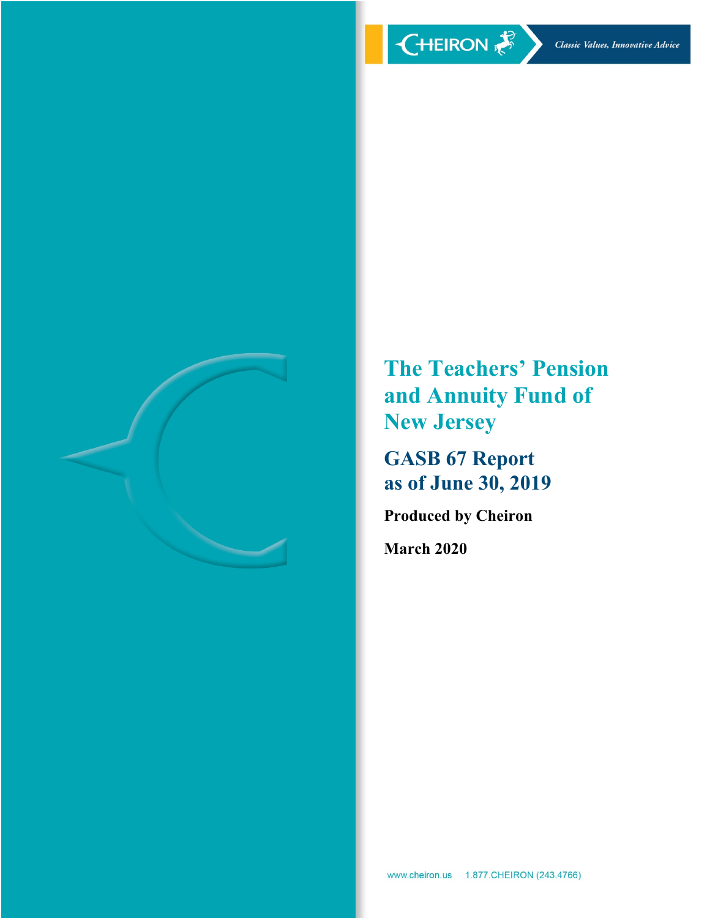CHEIRON *Classic Values, Innovative Advice*

# The Teachers' Pension and Annuity Fund of New Jersey

## GASB 67 Report as of June 30, 2019

**Produced by Cheiron**

**March 2020**

www.cheiron.us 1.877.CHEIRON (243.4766)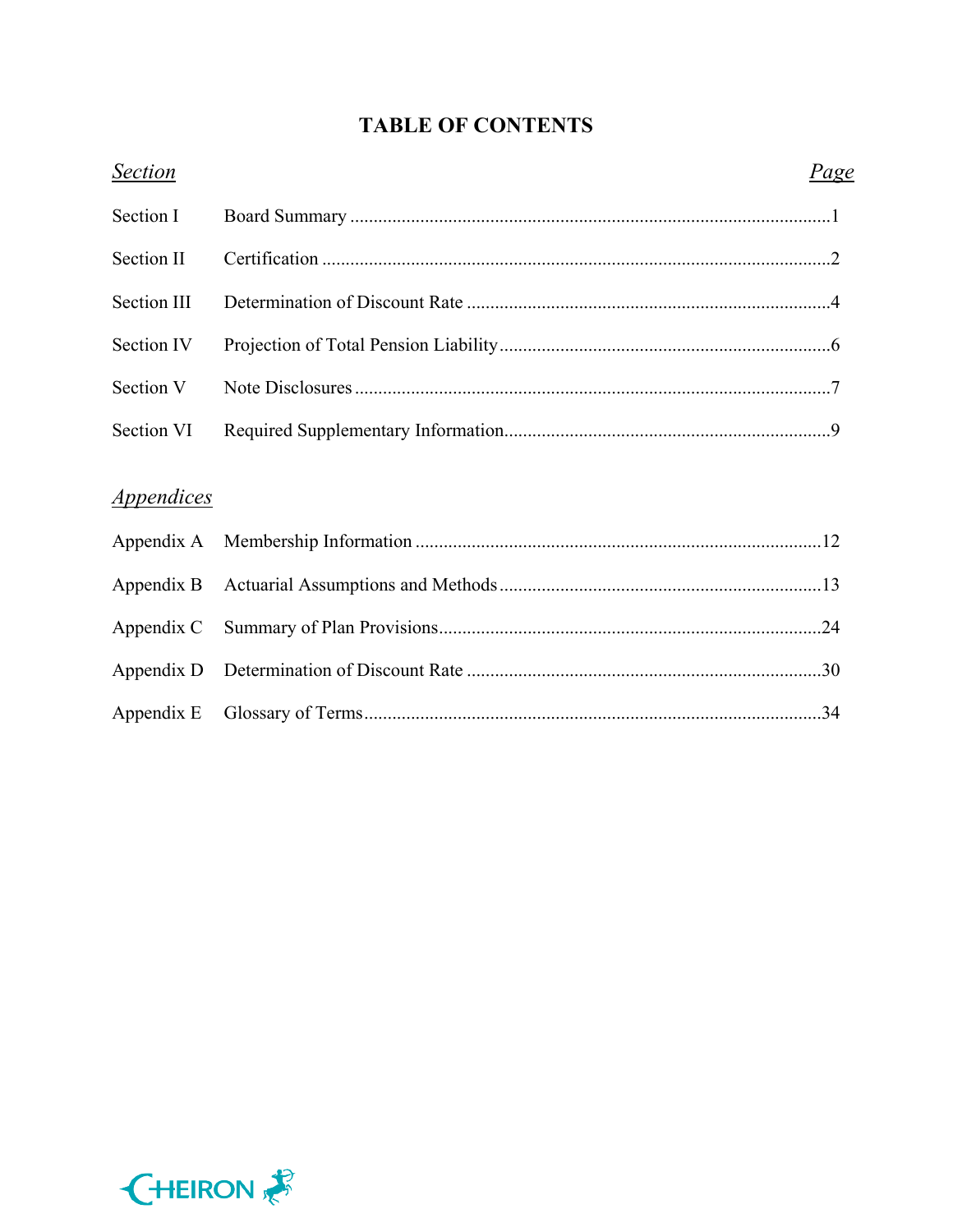# TABLE OF CONTENTS

| *Section* | | *Page* |
|---|---|---|
| Section I | Board Summary | 1 |
| Section II | Certification | 2 |
| Section III | Determination of Discount Rate | 4 |
| Section IV | Projection of Total Pension Liability | 6 |
| Section V | Note Disclosures | 7 |
| Section VI | Required Supplementary Information | 9 |

*Appendices*

| | | |
|---|---|---|
| Appendix A | Membership Information | 12 |
| Appendix B | Actuarial Assumptions and Methods | 13 |
| Appendix C | Summary of Plan Provisions | 24 |
| Appendix D | Determination of Discount Rate | 30 |
| Appendix E | Glossary of Terms | 34 |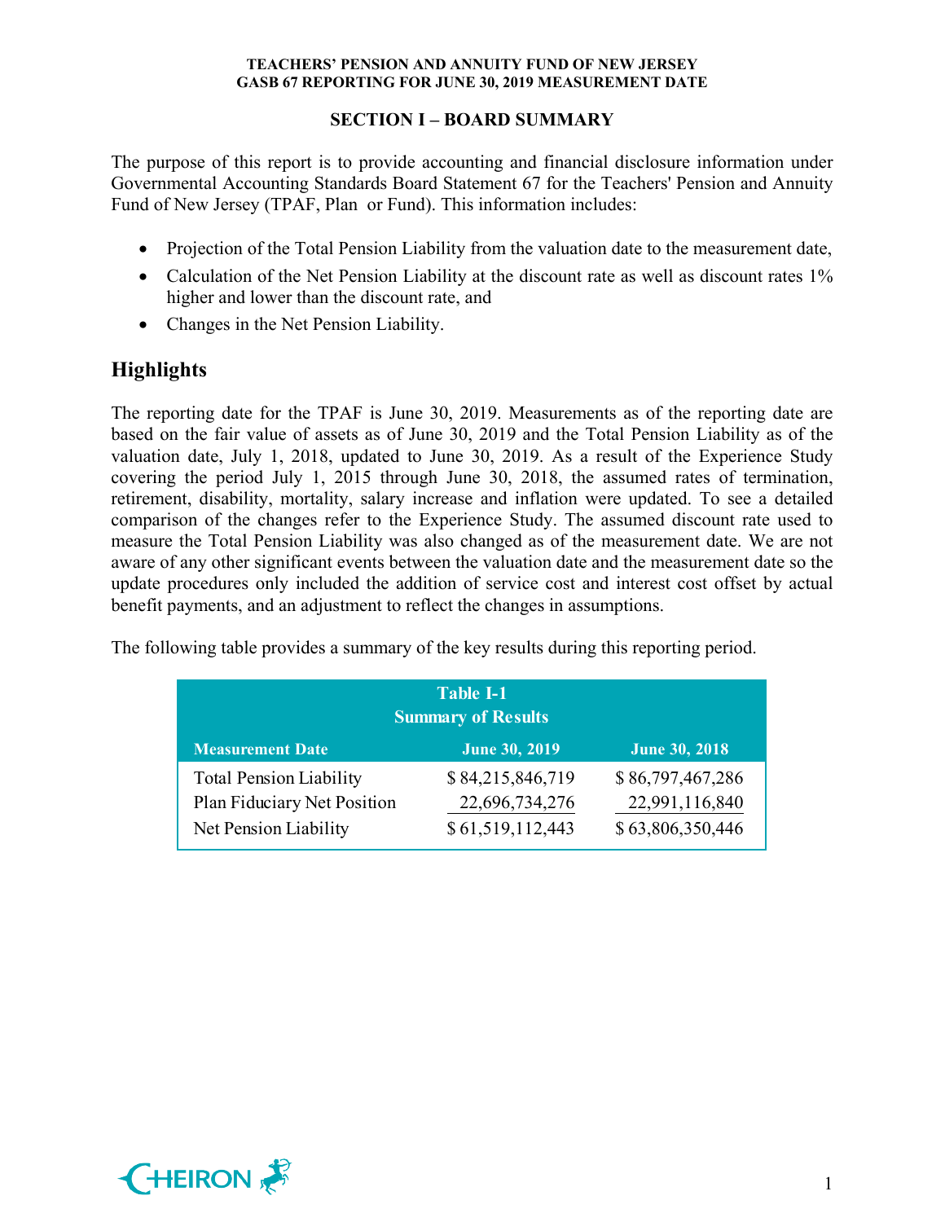## SECTION I – BOARD SUMMARY

The purpose of this report is to provide accounting and financial disclosure information under Governmental Accounting Standards Board Statement 67 for the Teachers' Pension and Annuity Fund of New Jersey (TPAF, Plan or Fund). This information includes:

- Projection of the Total Pension Liability from the valuation date to the measurement date,
- Calculation of the Net Pension Liability at the discount rate as well as discount rates 1% higher and lower than the discount rate, and
- Changes in the Net Pension Liability.

## Highlights

The reporting date for the TPAF is June 30, 2019. Measurements as of the reporting date are based on the fair value of assets as of June 30, 2019 and the Total Pension Liability as of the valuation date, July 1, 2018, updated to June 30, 2019. As a result of the Experience Study covering the period July 1, 2015 through June 30, 2018, the assumed rates of termination, retirement, disability, mortality, salary increase and inflation were updated. To see a detailed comparison of the changes refer to the Experience Study. The assumed discount rate used to measure the Total Pension Liability was also changed as of the measurement date. We are not aware of any other significant events between the valuation date and the measurement date so the update procedures only included the addition of service cost and interest cost offset by actual benefit payments, and an adjustment to reflect the changes in assumptions.

The following table provides a summary of the key results during this reporting period.

**Table I-1**
**Summary of Results**

| Measurement Date | June 30, 2019 | June 30, 2018 |
|---|---|---|
| Total Pension Liability | $ 84,215,846,719 | $ 86,797,467,286 |
| Plan Fiduciary Net Position | 22,696,734,276 | 22,991,116,840 |
| Net Pension Liability | $ 61,519,112,443 | $ 63,806,350,446 |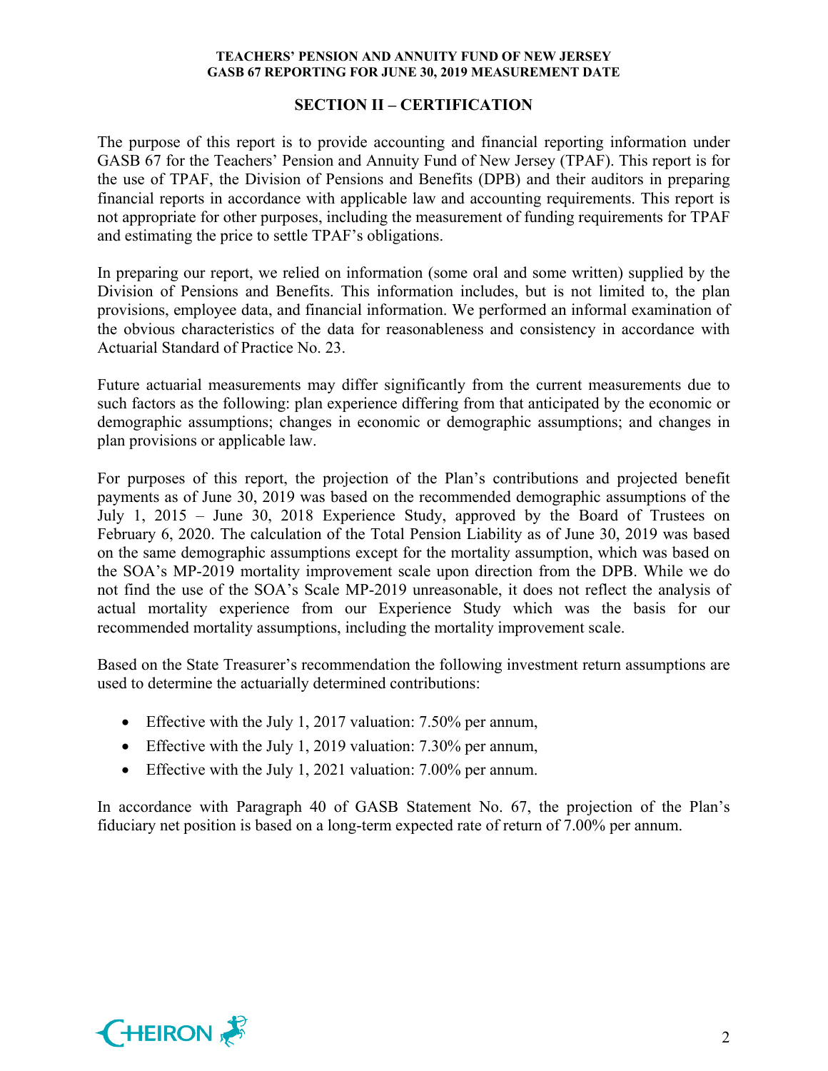## SECTION II – CERTIFICATION

The purpose of this report is to provide accounting and financial reporting information under GASB 67 for the Teachers' Pension and Annuity Fund of New Jersey (TPAF). This report is for the use of TPAF, the Division of Pensions and Benefits (DPB) and their auditors in preparing financial reports in accordance with applicable law and accounting requirements. This report is not appropriate for other purposes, including the measurement of funding requirements for TPAF and estimating the price to settle TPAF's obligations.

In preparing our report, we relied on information (some oral and some written) supplied by the Division of Pensions and Benefits. This information includes, but is not limited to, the plan provisions, employee data, and financial information. We performed an informal examination of the obvious characteristics of the data for reasonableness and consistency in accordance with Actuarial Standard of Practice No. 23.

Future actuarial measurements may differ significantly from the current measurements due to such factors as the following: plan experience differing from that anticipated by the economic or demographic assumptions; changes in economic or demographic assumptions; and changes in plan provisions or applicable law.

For purposes of this report, the projection of the Plan's contributions and projected benefit payments as of June 30, 2019 was based on the recommended demographic assumptions of the July 1, 2015 – June 30, 2018 Experience Study, approved by the Board of Trustees on February 6, 2020. The calculation of the Total Pension Liability as of June 30, 2019 was based on the same demographic assumptions except for the mortality assumption, which was based on the SOA's MP-2019 mortality improvement scale upon direction from the DPB. While we do not find the use of the SOA's Scale MP-2019 unreasonable, it does not reflect the analysis of actual mortality experience from our Experience Study which was the basis for our recommended mortality assumptions, including the mortality improvement scale.

Based on the State Treasurer's recommendation the following investment return assumptions are used to determine the actuarially determined contributions:

- Effective with the July 1, 2017 valuation: 7.50% per annum,
- Effective with the July 1, 2019 valuation: 7.30% per annum,
- Effective with the July 1, 2021 valuation: 7.00% per annum.

In accordance with Paragraph 40 of GASB Statement No. 67, the projection of the Plan's fiduciary net position is based on a long-term expected rate of return of 7.00% per annum.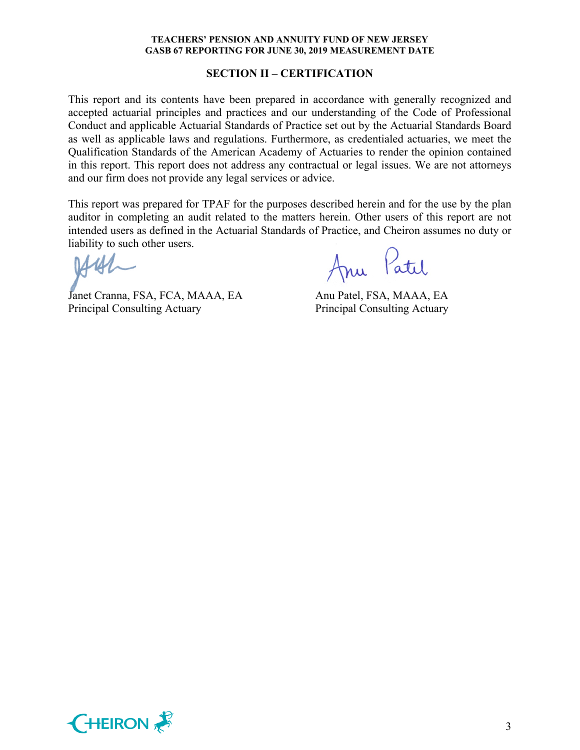## SECTION II – CERTIFICATION

This report and its contents have been prepared in accordance with generally recognized and accepted actuarial principles and practices and our understanding of the Code of Professional Conduct and applicable Actuarial Standards of Practice set out by the Actuarial Standards Board as well as applicable laws and regulations. Furthermore, as credentialed actuaries, we meet the Qualification Standards of the American Academy of Actuaries to render the opinion contained in this report. This report does not address any contractual or legal issues. We are not attorneys and our firm does not provide any legal services or advice.

This report was prepared for TPAF for the purposes described herein and for the use by the plan auditor in completing an audit related to the matters herein. Other users of this report are not intended users as defined in the Actuarial Standards of Practice, and Cheiron assumes no duty or liability to such other users.

Janet Cranna, FSA, FCA, MAAA, EA
Principal Consulting Actuary

Anu Patel, FSA, MAAA, EA
Principal Consulting Actuary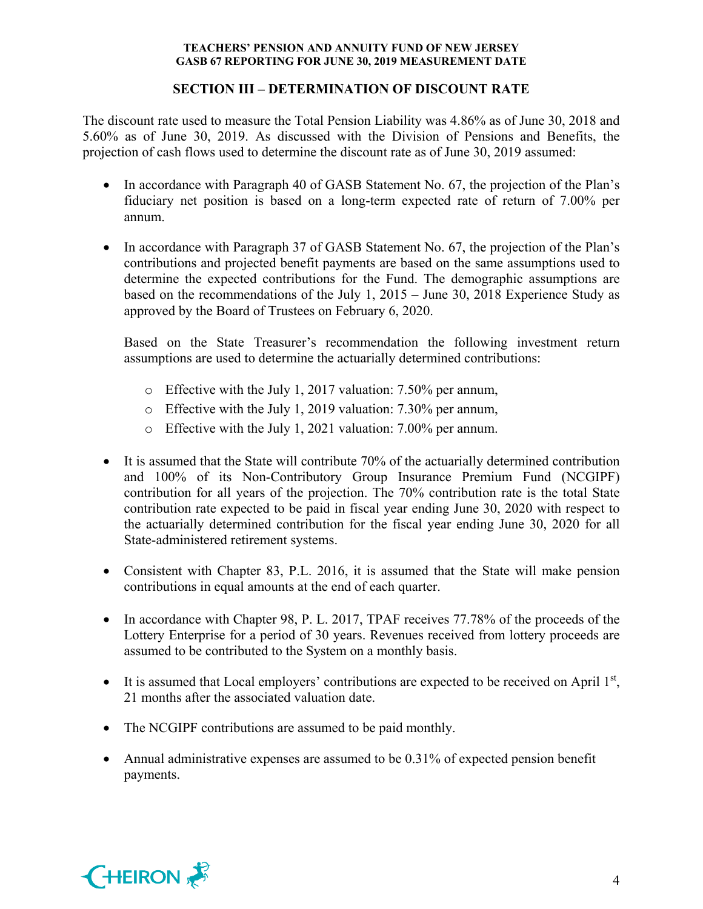## SECTION III – DETERMINATION OF DISCOUNT RATE

The discount rate used to measure the Total Pension Liability was 4.86% as of June 30, 2018 and 5.60% as of June 30, 2019. As discussed with the Division of Pensions and Benefits, the projection of cash flows used to determine the discount rate as of June 30, 2019 assumed:

- In accordance with Paragraph 40 of GASB Statement No. 67, the projection of the Plan's fiduciary net position is based on a long-term expected rate of return of 7.00% per annum.
- In accordance with Paragraph 37 of GASB Statement No. 67, the projection of the Plan's contributions and projected benefit payments are based on the same assumptions used to determine the expected contributions for the Fund. The demographic assumptions are based on the recommendations of the July 1, 2015 – June 30, 2018 Experience Study as approved by the Board of Trustees on February 6, 2020.

  Based on the State Treasurer's recommendation the following investment return assumptions are used to determine the actuarially determined contributions:

  - Effective with the July 1, 2017 valuation: 7.50% per annum,
  - Effective with the July 1, 2019 valuation: 7.30% per annum,
  - Effective with the July 1, 2021 valuation: 7.00% per annum.

- It is assumed that the State will contribute 70% of the actuarially determined contribution and 100% of its Non-Contributory Group Insurance Premium Fund (NCGIPF) contribution for all years of the projection. The 70% contribution rate is the total State contribution rate expected to be paid in fiscal year ending June 30, 2020 with respect to the actuarially determined contribution for the fiscal year ending June 30, 2020 for all State-administered retirement systems.
- Consistent with Chapter 83, P.L. 2016, it is assumed that the State will make pension contributions in equal amounts at the end of each quarter.
- In accordance with Chapter 98, P. L. 2017, TPAF receives 77.78% of the proceeds of the Lottery Enterprise for a period of 30 years. Revenues received from lottery proceeds are assumed to be contributed to the System on a monthly basis.
- It is assumed that Local employers' contributions are expected to be received on April 1st, 21 months after the associated valuation date.
- The NCGIPF contributions are assumed to be paid monthly.
- Annual administrative expenses are assumed to be 0.31% of expected pension benefit payments.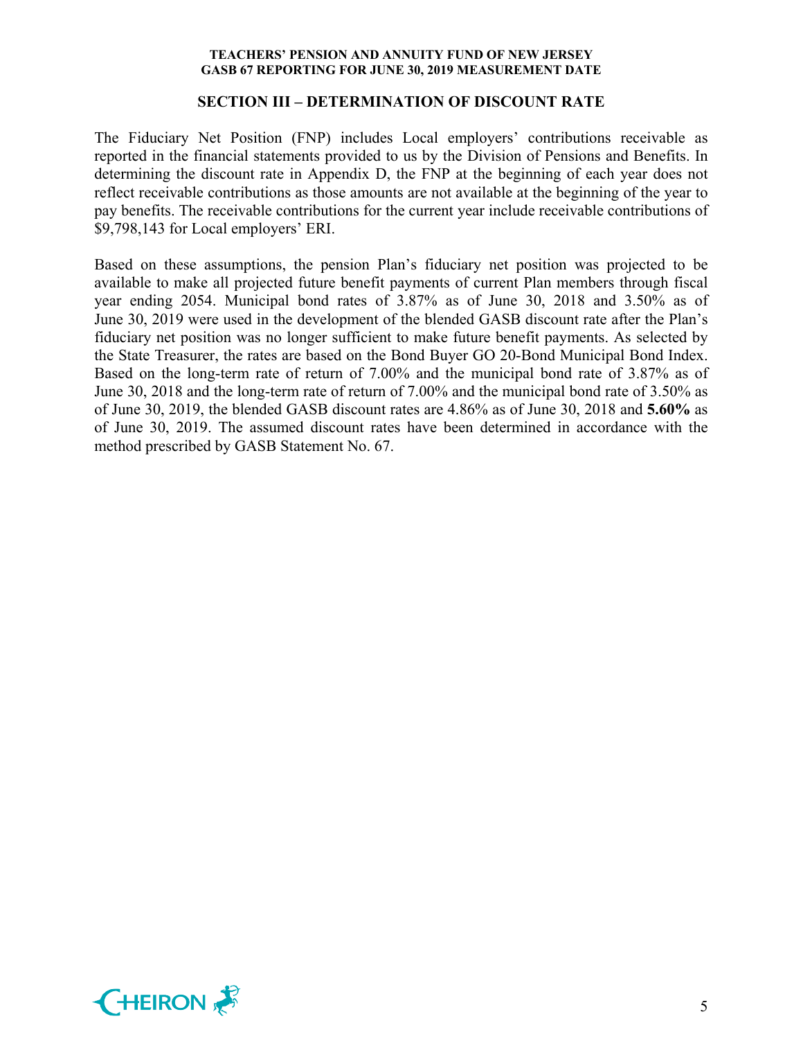## SECTION III – DETERMINATION OF DISCOUNT RATE

The Fiduciary Net Position (FNP) includes Local employers' contributions receivable as reported in the financial statements provided to us by the Division of Pensions and Benefits. In determining the discount rate in Appendix D, the FNP at the beginning of each year does not reflect receivable contributions as those amounts are not available at the beginning of the year to pay benefits. The receivable contributions for the current year include receivable contributions of $9,798,143 for Local employers' ERI.

Based on these assumptions, the pension Plan's fiduciary net position was projected to be available to make all projected future benefit payments of current Plan members through fiscal year ending 2054. Municipal bond rates of 3.87% as of June 30, 2018 and 3.50% as of June 30, 2019 were used in the development of the blended GASB discount rate after the Plan's fiduciary net position was no longer sufficient to make future benefit payments. As selected by the State Treasurer, the rates are based on the Bond Buyer GO 20-Bond Municipal Bond Index. Based on the long-term rate of return of 7.00% and the municipal bond rate of 3.87% as of June 30, 2018 and the long-term rate of return of 7.00% and the municipal bond rate of 3.50% as of June 30, 2019, the blended GASB discount rates are 4.86% as of June 30, 2018 and **5.60%** as of June 30, 2019. The assumed discount rates have been determined in accordance with the method prescribed by GASB Statement No. 67.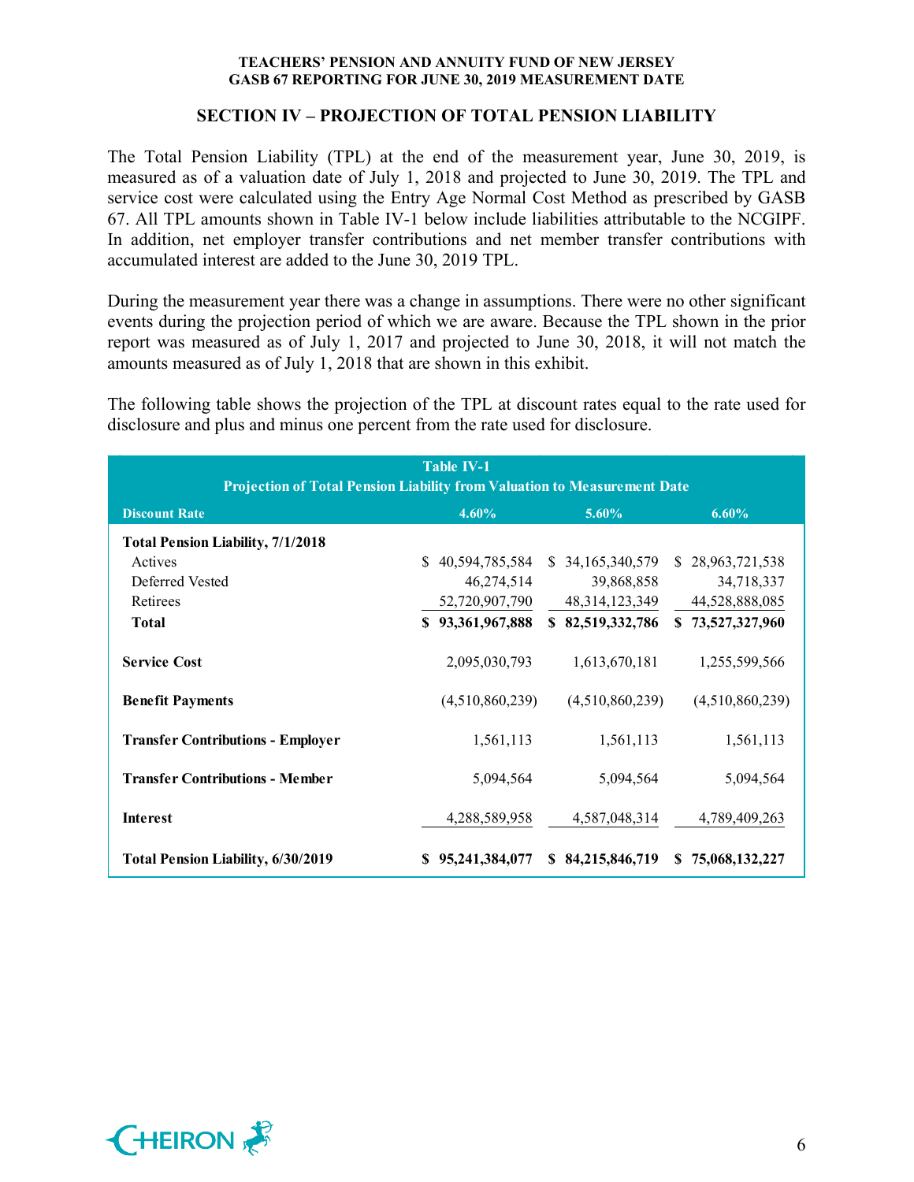## SECTION IV – PROJECTION OF TOTAL PENSION LIABILITY

The Total Pension Liability (TPL) at the end of the measurement year, June 30, 2019, is measured as of a valuation date of July 1, 2018 and projected to June 30, 2019. The TPL and service cost were calculated using the Entry Age Normal Cost Method as prescribed by GASB 67. All TPL amounts shown in Table IV-1 below include liabilities attributable to the NCGIPF. In addition, net employer transfer contributions and net member transfer contributions with accumulated interest are added to the June 30, 2019 TPL.

During the measurement year there was a change in assumptions. There were no other significant events during the projection period of which we are aware. Because the TPL shown in the prior report was measured as of July 1, 2017 and projected to June 30, 2018, it will not match the amounts measured as of July 1, 2018 that are shown in this exhibit.

The following table shows the projection of the TPL at discount rates equal to the rate used for disclosure and plus and minus one percent from the rate used for disclosure.

**Table IV-1**
**Projection of Total Pension Liability from Valuation to Measurement Date**

| Discount Rate | 4.60% | 5.60% | 6.60% |
|---|---|---|---|
| **Total Pension Liability, 7/1/2018** | | | |
| Actives | $ 40,594,785,584 | $ 34,165,340,579 | $ 28,963,721,538 |
| Deferred Vested | 46,274,514 | 39,868,858 | 34,718,337 |
| Retirees | 52,720,907,790 | 48,314,123,349 | 44,528,888,085 |
| **Total** | **$ 93,361,967,888** | **$ 82,519,332,786** | **$ 73,527,327,960** |
| **Service Cost** | 2,095,030,793 | 1,613,670,181 | 1,255,599,566 |
| **Benefit Payments** | (4,510,860,239) | (4,510,860,239) | (4,510,860,239) |
| **Transfer Contributions - Employer** | 1,561,113 | 1,561,113 | 1,561,113 |
| **Transfer Contributions - Member** | 5,094,564 | 5,094,564 | 5,094,564 |
| **Interest** | 4,288,589,958 | 4,587,048,314 | 4,789,409,263 |
| **Total Pension Liability, 6/30/2019** | **$ 95,241,384,077** | **$ 84,215,846,719** | **$ 75,068,132,227** |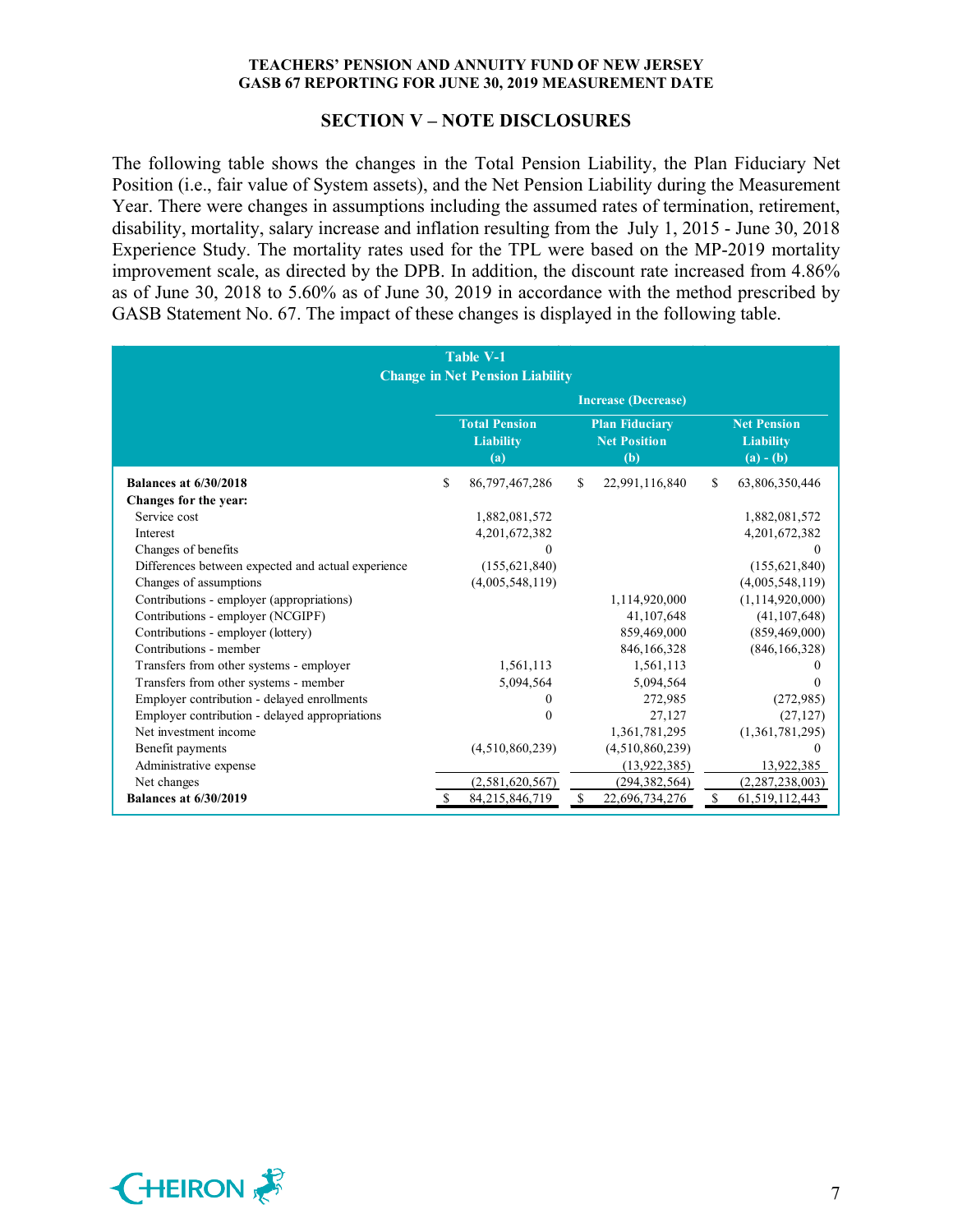## SECTION V – NOTE DISCLOSURES

The following table shows the changes in the Total Pension Liability, the Plan Fiduciary Net Position (i.e., fair value of System assets), and the Net Pension Liability during the Measurement Year. There were changes in assumptions including the assumed rates of termination, retirement, disability, mortality, salary increase and inflation resulting from the July 1, 2015 - June 30, 2018 Experience Study. The mortality rates used for the TPL were based on the MP-2019 mortality improvement scale, as directed by the DPB. In addition, the discount rate increased from 4.86% as of June 30, 2018 to 5.60% as of June 30, 2019 in accordance with the method prescribed by GASB Statement No. 67. The impact of these changes is displayed in the following table.

**Table V-1**
**Change in Net Pension Liability**

| | Increase (Decrease) | | |
|---|---|---|---|
| | **Total Pension Liability (a)** | **Plan Fiduciary Net Position (b)** | **Net Pension Liability (a) - (b)** |
| **Balances at 6/30/2018** | $ 86,797,467,286 | $ 22,991,116,840 | $ 63,806,350,446 |
| **Changes for the year:** | | | |
| Service cost | 1,882,081,572 | | 1,882,081,572 |
| Interest | 4,201,672,382 | | 4,201,672,382 |
| Changes of benefits | 0 | | 0 |
| Differences between expected and actual experience | (155,621,840) | | (155,621,840) |
| Changes of assumptions | (4,005,548,119) | | (4,005,548,119) |
| Contributions - employer (appropriations) | | 1,114,920,000 | (1,114,920,000) |
| Contributions - employer (NCGIPF) | | 41,107,648 | (41,107,648) |
| Contributions - employer (lottery) | | 859,469,000 | (859,469,000) |
| Contributions - member | | 846,166,328 | (846,166,328) |
| Transfers from other systems - employer | 1,561,113 | 1,561,113 | 0 |
| Transfers from other systems - member | 5,094,564 | 5,094,564 | 0 |
| Employer contribution - delayed enrollments | 0 | 272,985 | (272,985) |
| Employer contribution - delayed appropriations | 0 | 27,127 | (27,127) |
| Net investment income | | 1,361,781,295 | (1,361,781,295) |
| Benefit payments | (4,510,860,239) | (4,510,860,239) | 0 |
| Administrative expense | | (13,922,385) | 13,922,385 |
| Net changes | (2,581,620,567) | (294,382,564) | (2,287,238,003) |
| **Balances at 6/30/2019** | $ 84,215,846,719 | $ 22,696,734,276 | $ 61,519,112,443 |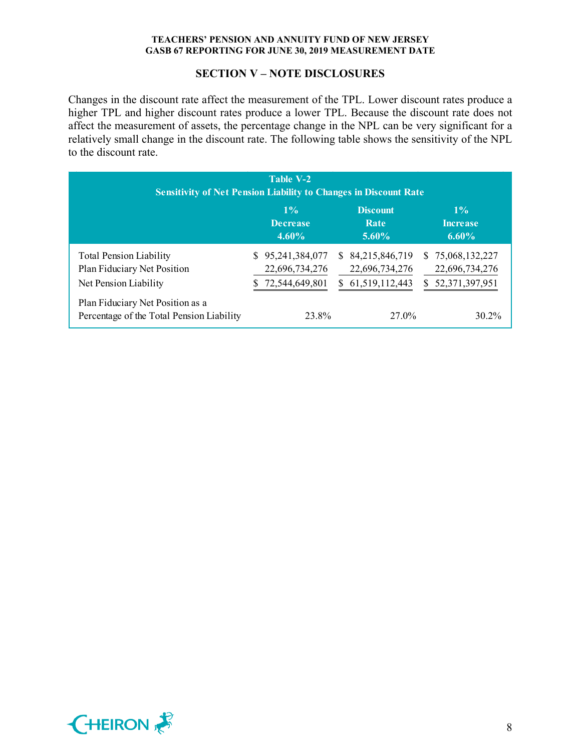## SECTION V – NOTE DISCLOSURES

Changes in the discount rate affect the measurement of the TPL. Lower discount rates produce a higher TPL and higher discount rates produce a lower TPL. Because the discount rate does not affect the measurement of assets, the percentage change in the NPL can be very significant for a relatively small change in the discount rate. The following table shows the sensitivity of the NPL to the discount rate.

**Table V-2**
**Sensitivity of Net Pension Liability to Changes in Discount Rate**

| | 1% Decrease 4.60% | Discount Rate 5.60% | 1% Increase 6.60% |
|---|---|---|---|
| Total Pension Liability | $ 95,241,384,077 | $ 84,215,846,719 | $ 75,068,132,227 |
| Plan Fiduciary Net Position | 22,696,734,276 | 22,696,734,276 | 22,696,734,276 |
| Net Pension Liability | $ 72,544,649,801 | $ 61,519,112,443 | $ 52,371,397,951 |
| Plan Fiduciary Net Position as a Percentage of the Total Pension Liability | 23.8% | 27.0% | 30.2% |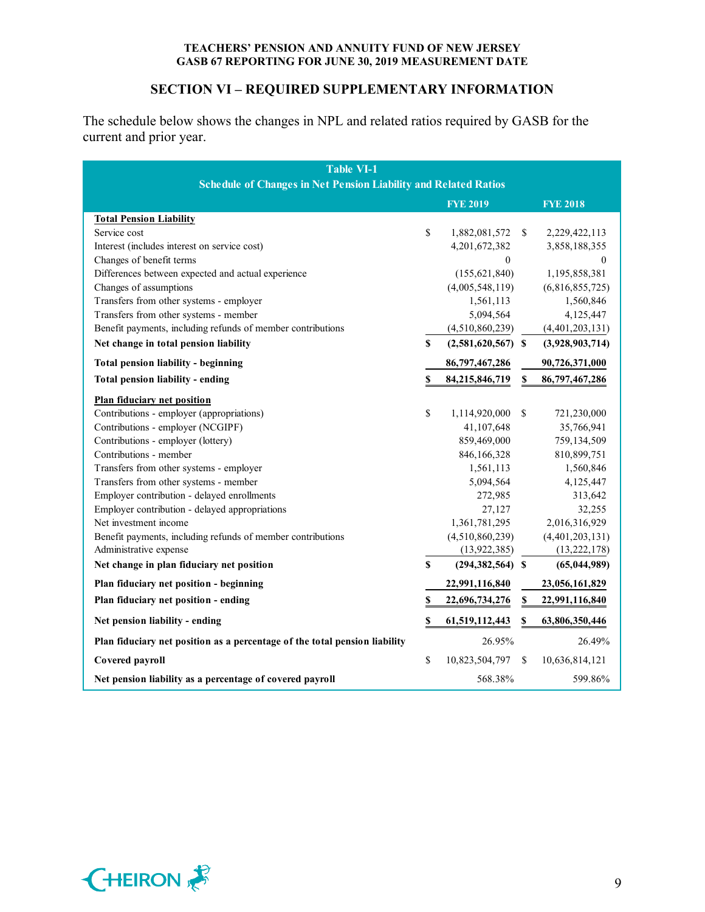## SECTION VI – REQUIRED SUPPLEMENTARY INFORMATION

The schedule below shows the changes in NPL and related ratios required by GASB for the current and prior year.

**Table VI-1**
**Schedule of Changes in Net Pension Liability and Related Ratios**

| | FYE 2019 | FYE 2018 |
|---|---|---|
| **Total Pension Liability** | | |
| Service cost | $ 1,882,081,572 | $ 2,229,422,113 |
| Interest (includes interest on service cost) | 4,201,672,382 | 3,858,188,355 |
| Changes of benefit terms | 0 | 0 |
| Differences between expected and actual experience | (155,621,840) | 1,195,858,381 |
| Changes of assumptions | (4,005,548,119) | (6,816,855,725) |
| Transfers from other systems - employer | 1,561,113 | 1,560,846 |
| Transfers from other systems - member | 5,094,564 | 4,125,447 |
| Benefit payments, including refunds of member contributions | (4,510,860,239) | (4,401,203,131) |
| **Net change in total pension liability** | **$ (2,581,620,567)** | **$ (3,928,903,714)** |
| **Total pension liability - beginning** | **86,797,467,286** | **90,726,371,000** |
| **Total pension liability - ending** | **$ 84,215,846,719** | **$ 86,797,467,286** |
| **Plan fiduciary net position** | | |
| Contributions - employer (appropriations) | $ 1,114,920,000 | $ 721,230,000 |
| Contributions - employer (NCGIPF) | 41,107,648 | 35,766,941 |
| Contributions - employer (lottery) | 859,469,000 | 759,134,509 |
| Contributions - member | 846,166,328 | 810,899,751 |
| Transfers from other systems - employer | 1,561,113 | 1,560,846 |
| Transfers from other systems - member | 5,094,564 | 4,125,447 |
| Employer contribution - delayed enrollments | 272,985 | 313,642 |
| Employer contribution - delayed appropriations | 27,127 | 32,255 |
| Net investment income | 1,361,781,295 | 2,016,316,929 |
| Benefit payments, including refunds of member contributions | (4,510,860,239) | (4,401,203,131) |
| Administrative expense | (13,922,385) | (13,222,178) |
| **Net change in plan fiduciary net position** | **$ (294,382,564)** | **$ (65,044,989)** |
| **Plan fiduciary net position - beginning** | **22,991,116,840** | **23,056,161,829** |
| **Plan fiduciary net position - ending** | **$ 22,696,734,276** | **$ 22,991,116,840** |
| **Net pension liability - ending** | **$ 61,519,112,443** | **$ 63,806,350,446** |
| **Plan fiduciary net position as a percentage of the total pension liability** | 26.95% | 26.49% |
| **Covered payroll** | $ 10,823,504,797 | $ 10,636,814,121 |
| **Net pension liability as a percentage of covered payroll** | 568.38% | 599.86% |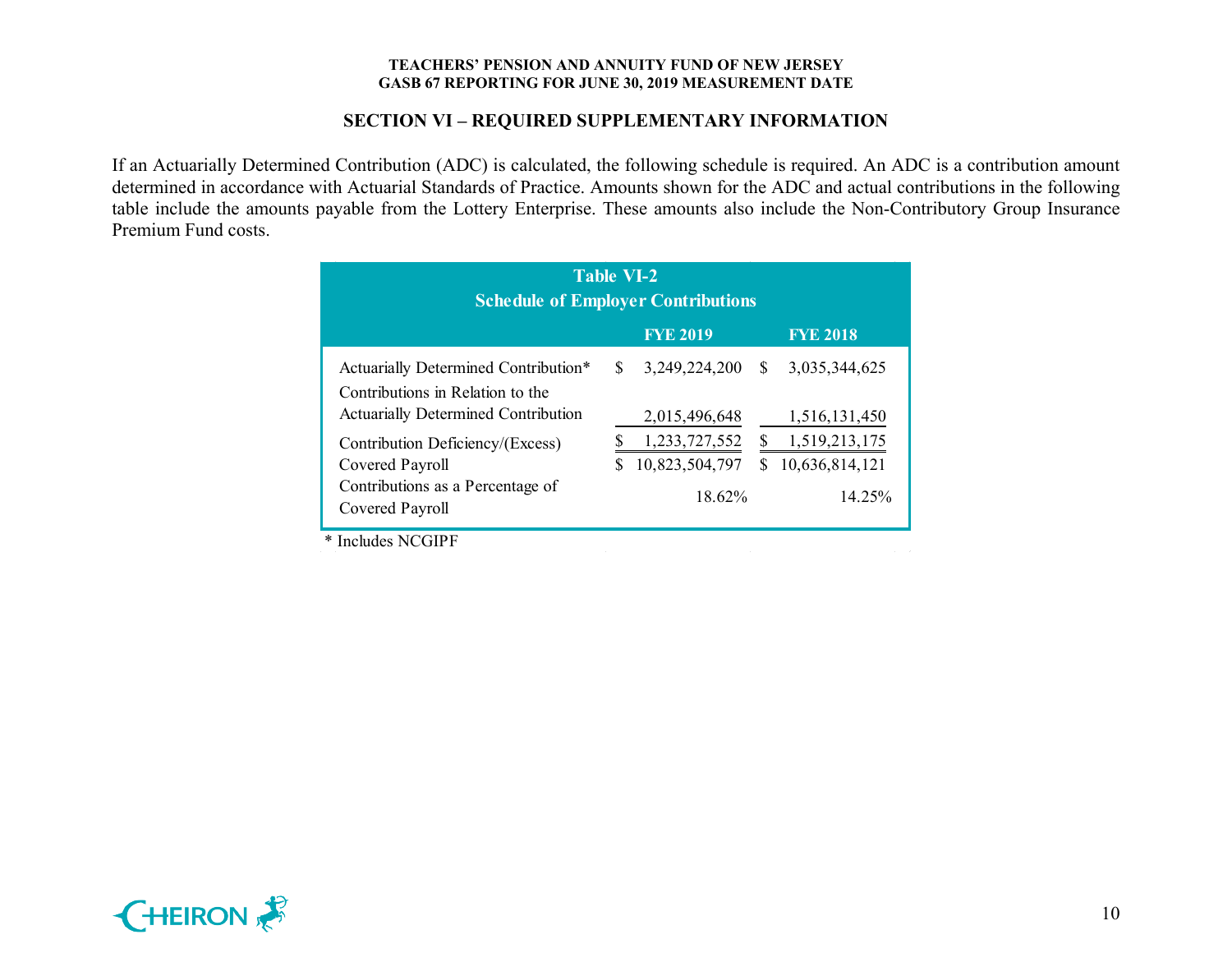## SECTION VI – REQUIRED SUPPLEMENTARY INFORMATION

If an Actuarially Determined Contribution (ADC) is calculated, the following schedule is required. An ADC is a contribution amount determined in accordance with Actuarial Standards of Practice. Amounts shown for the ADC and actual contributions in the following table include the amounts payable from the Lottery Enterprise. These amounts also include the Non-Contributory Group Insurance Premium Fund costs.

**Table VI-2**
**Schedule of Employer Contributions**

| | FYE 2019 | FYE 2018 |
|---|---|---|
| Actuarially Determined Contribution* | $ 3,249,224,200 | $ 3,035,344,625 |
| Contributions in Relation to the Actuarially Determined Contribution | 2,015,496,648 | 1,516,131,450 |
| Contribution Deficiency/(Excess) | $ 1,233,727,552 | $ 1,519,213,175 |
| Covered Payroll | $ 10,823,504,797 | $ 10,636,814,121 |
| Contributions as a Percentage of Covered Payroll | 18.62% | 14.25% |

\* Includes NCGIPF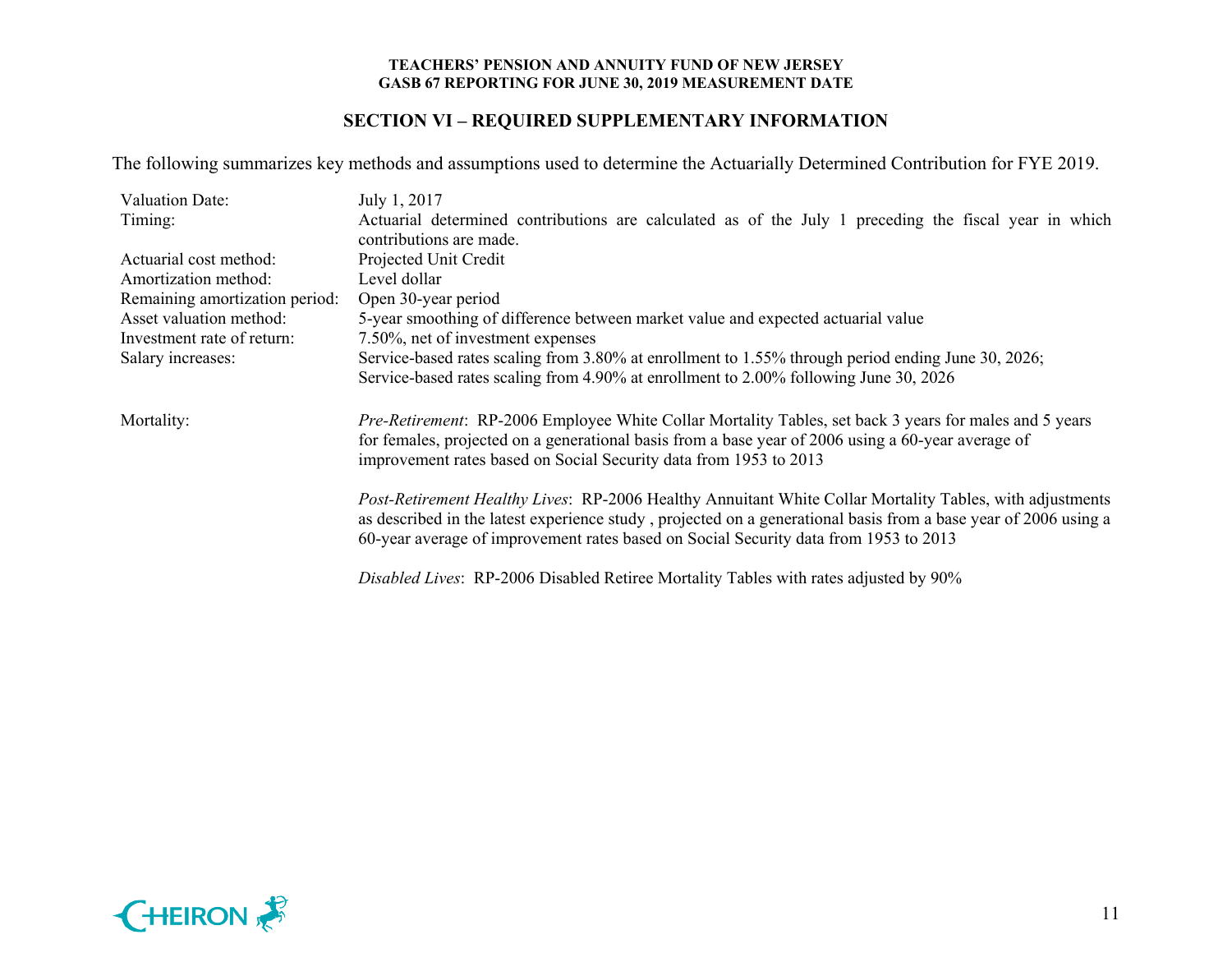## SECTION VI – REQUIRED SUPPLEMENTARY INFORMATION

The following summarizes key methods and assumptions used to determine the Actuarially Determined Contribution for FYE 2019.

| | |
|---|---|
| Valuation Date: | July 1, 2017 |
| Timing: | Actuarial determined contributions are calculated as of the July 1 preceding the fiscal year in which contributions are made. |
| Actuarial cost method: | Projected Unit Credit |
| Amortization method: | Level dollar |
| Remaining amortization period: | Open 30-year period |
| Asset valuation method: | 5-year smoothing of difference between market value and expected actuarial value |
| Investment rate of return: | 7.50%, net of investment expenses |
| Salary increases: | Service-based rates scaling from 3.80% at enrollment to 1.55% through period ending June 30, 2026; Service-based rates scaling from 4.90% at enrollment to 2.00% following June 30, 2026 |
| Mortality: | *Pre-Retirement*: RP-2006 Employee White Collar Mortality Tables, set back 3 years for males and 5 years for females, projected on a generational basis from a base year of 2006 using a 60-year average of improvement rates based on Social Security data from 1953 to 2013 |
| | *Post-Retirement Healthy Lives*: RP-2006 Healthy Annuitant White Collar Mortality Tables, with adjustments as described in the latest experience study , projected on a generational basis from a base year of 2006 using a 60-year average of improvement rates based on Social Security data from 1953 to 2013 |
| | *Disabled Lives*: RP-2006 Disabled Retiree Mortality Tables with rates adjusted by 90% |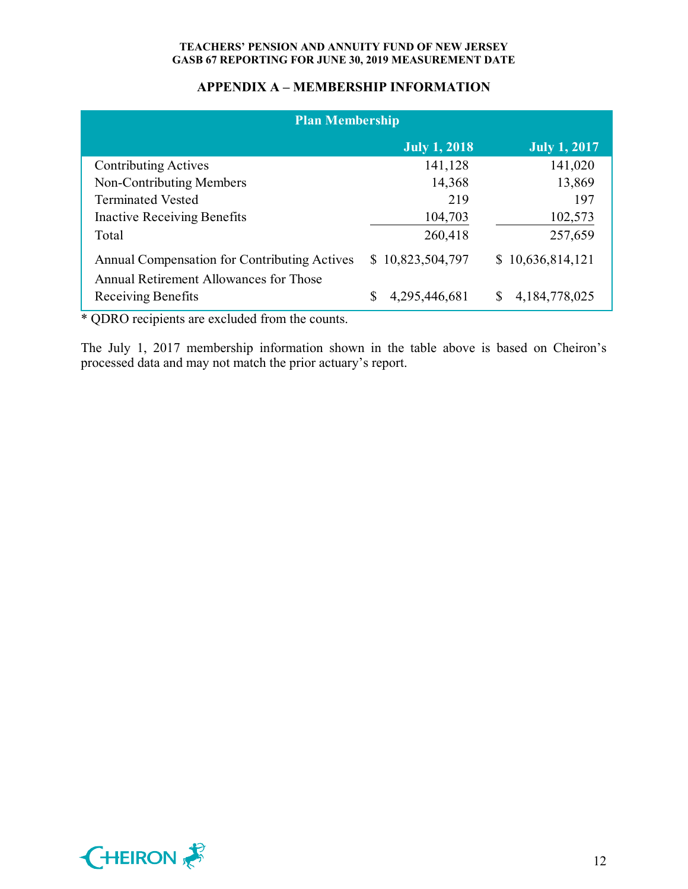## APPENDIX A – MEMBERSHIP INFORMATION

| Plan Membership | July 1, 2018 | July 1, 2017 |
|---|---|---|
| Contributing Actives | 141,128 | 141,020 |
| Non-Contributing Members | 14,368 | 13,869 |
| Terminated Vested | 219 | 197 |
| Inactive Receiving Benefits | 104,703 | 102,573 |
| Total | 260,418 | 257,659 |
| Annual Compensation for Contributing Actives | $ 10,823,504,797 | $ 10,636,814,121 |
| Annual Retirement Allowances for Those Receiving Benefits | $ 4,295,446,681 | $ 4,184,778,025 |

* QDRO recipients are excluded from the counts.

The July 1, 2017 membership information shown in the table above is based on Cheiron's processed data and may not match the prior actuary's report.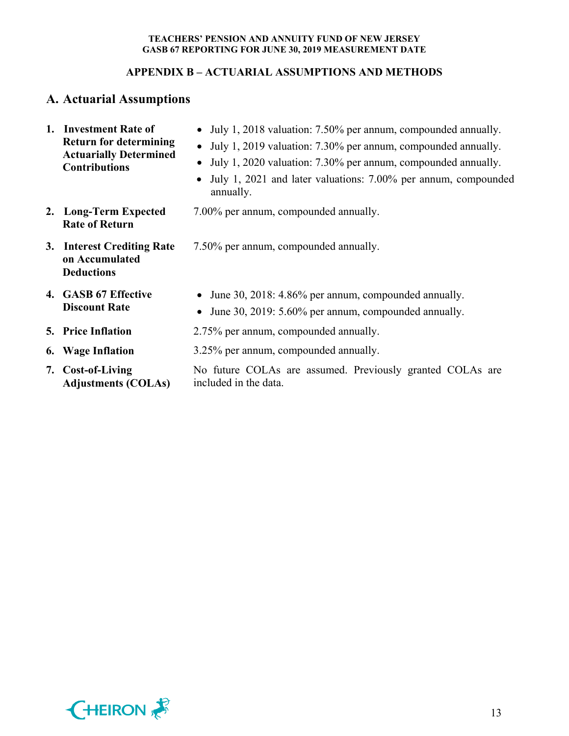## APPENDIX B – ACTUARIAL ASSUMPTIONS AND METHODS

## A. Actuarial Assumptions

1. **Investment Rate of Return for determining Actuarially Determined Contributions**
   - July 1, 2018 valuation: 7.50% per annum, compounded annually.
   - July 1, 2019 valuation: 7.30% per annum, compounded annually.
   - July 1, 2020 valuation: 7.30% per annum, compounded annually.
   - July 1, 2021 and later valuations: 7.00% per annum, compounded annually.

2. **Long-Term Expected Rate of Return**
   7.00% per annum, compounded annually.

3. **Interest Crediting Rate on Accumulated Deductions**
   7.50% per annum, compounded annually.

4. **GASB 67 Effective Discount Rate**
   - June 30, 2018: 4.86% per annum, compounded annually.
   - June 30, 2019: 5.60% per annum, compounded annually.

5. **Price Inflation**
   2.75% per annum, compounded annually.

6. **Wage Inflation**
   3.25% per annum, compounded annually.

7. **Cost-of-Living Adjustments (COLAs)**
   No future COLAs are assumed. Previously granted COLAs are included in the data.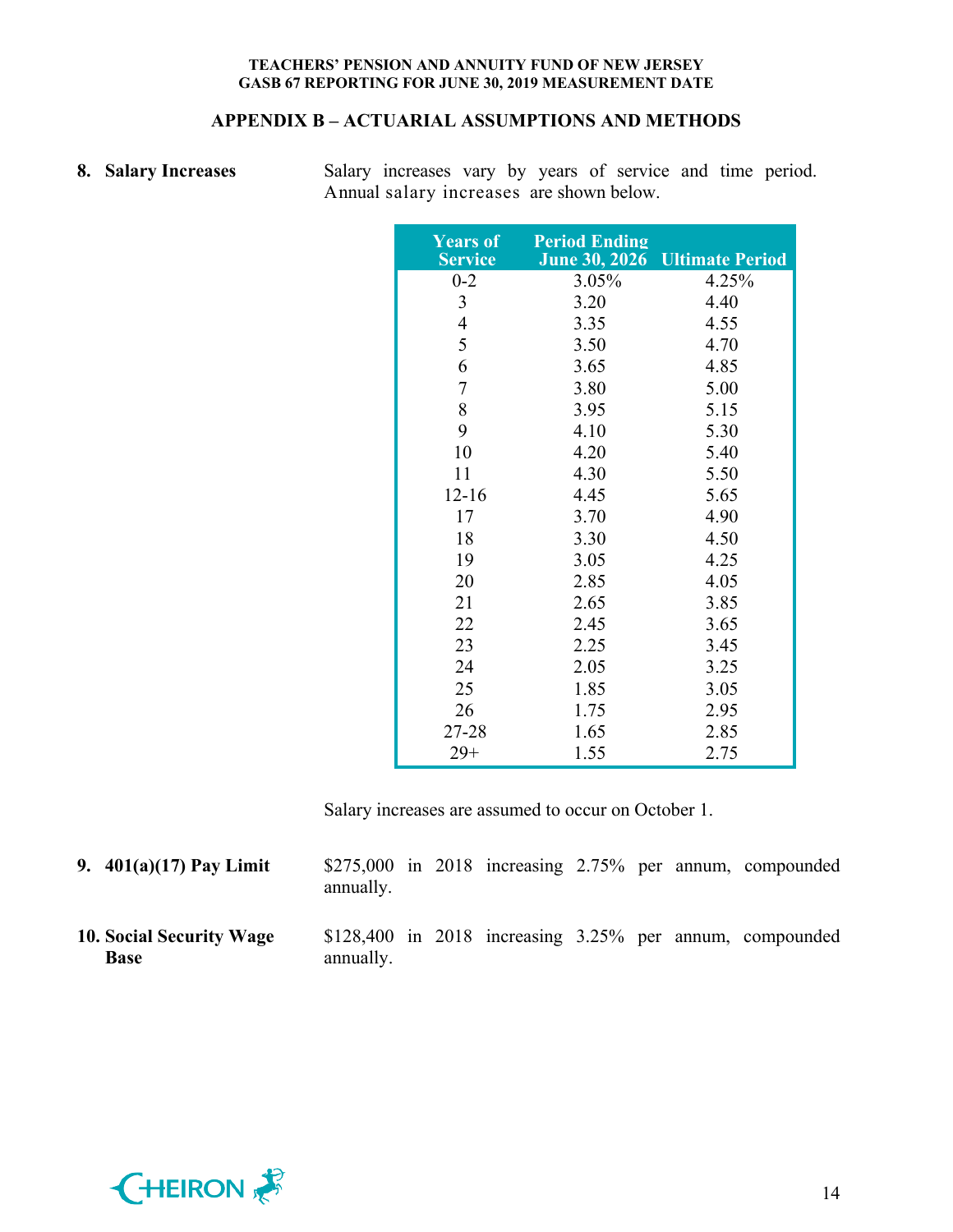## APPENDIX B – ACTUARIAL ASSUMPTIONS AND METHODS

**8. Salary Increases**

Salary increases vary by years of service and time period. Annual salary increases are shown below.

| Years of Service | Period Ending June 30, 2026 | Ultimate Period |
|---|---|---|
| 0-2 | 3.05% | 4.25% |
| 3 | 3.20 | 4.40 |
| 4 | 3.35 | 4.55 |
| 5 | 3.50 | 4.70 |
| 6 | 3.65 | 4.85 |
| 7 | 3.80 | 5.00 |
| 8 | 3.95 | 5.15 |
| 9 | 4.10 | 5.30 |
| 10 | 4.20 | 5.40 |
| 11 | 4.30 | 5.50 |
| 12-16 | 4.45 | 5.65 |
| 17 | 3.70 | 4.90 |
| 18 | 3.30 | 4.50 |
| 19 | 3.05 | 4.25 |
| 20 | 2.85 | 4.05 |
| 21 | 2.65 | 3.85 |
| 22 | 2.45 | 3.65 |
| 23 | 2.25 | 3.45 |
| 24 | 2.05 | 3.25 |
| 25 | 1.85 | 3.05 |
| 26 | 1.75 | 2.95 |
| 27-28 | 1.65 | 2.85 |
| 29+ | 1.55 | 2.75 |

Salary increases are assumed to occur on October 1.

**9. 401(a)(17) Pay Limit**

$275,000 in 2018 increasing 2.75% per annum, compounded annually.

**10. Social Security Wage Base**

$128,400 in 2018 increasing 3.25% per annum, compounded annually.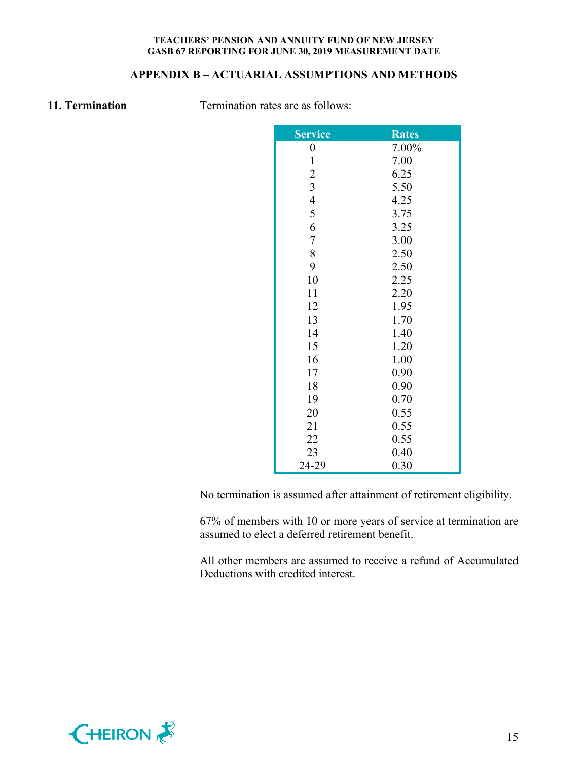## APPENDIX B – ACTUARIAL ASSUMPTIONS AND METHODS

**11. Termination**

Termination rates are as follows:

| Service | Rates |
|---|---|
| 0 | 7.00% |
| 1 | 7.00 |
| 2 | 6.25 |
| 3 | 5.50 |
| 4 | 4.25 |
| 5 | 3.75 |
| 6 | 3.25 |
| 7 | 3.00 |
| 8 | 2.50 |
| 9 | 2.50 |
| 10 | 2.25 |
| 11 | 2.20 |
| 12 | 1.95 |
| 13 | 1.70 |
| 14 | 1.40 |
| 15 | 1.20 |
| 16 | 1.00 |
| 17 | 0.90 |
| 18 | 0.90 |
| 19 | 0.70 |
| 20 | 0.55 |
| 21 | 0.55 |
| 22 | 0.55 |
| 23 | 0.40 |
| 24-29 | 0.30 |

No termination is assumed after attainment of retirement eligibility.

67% of members with 10 or more years of service at termination are assumed to elect a deferred retirement benefit.

All other members are assumed to receive a refund of Accumulated Deductions with credited interest.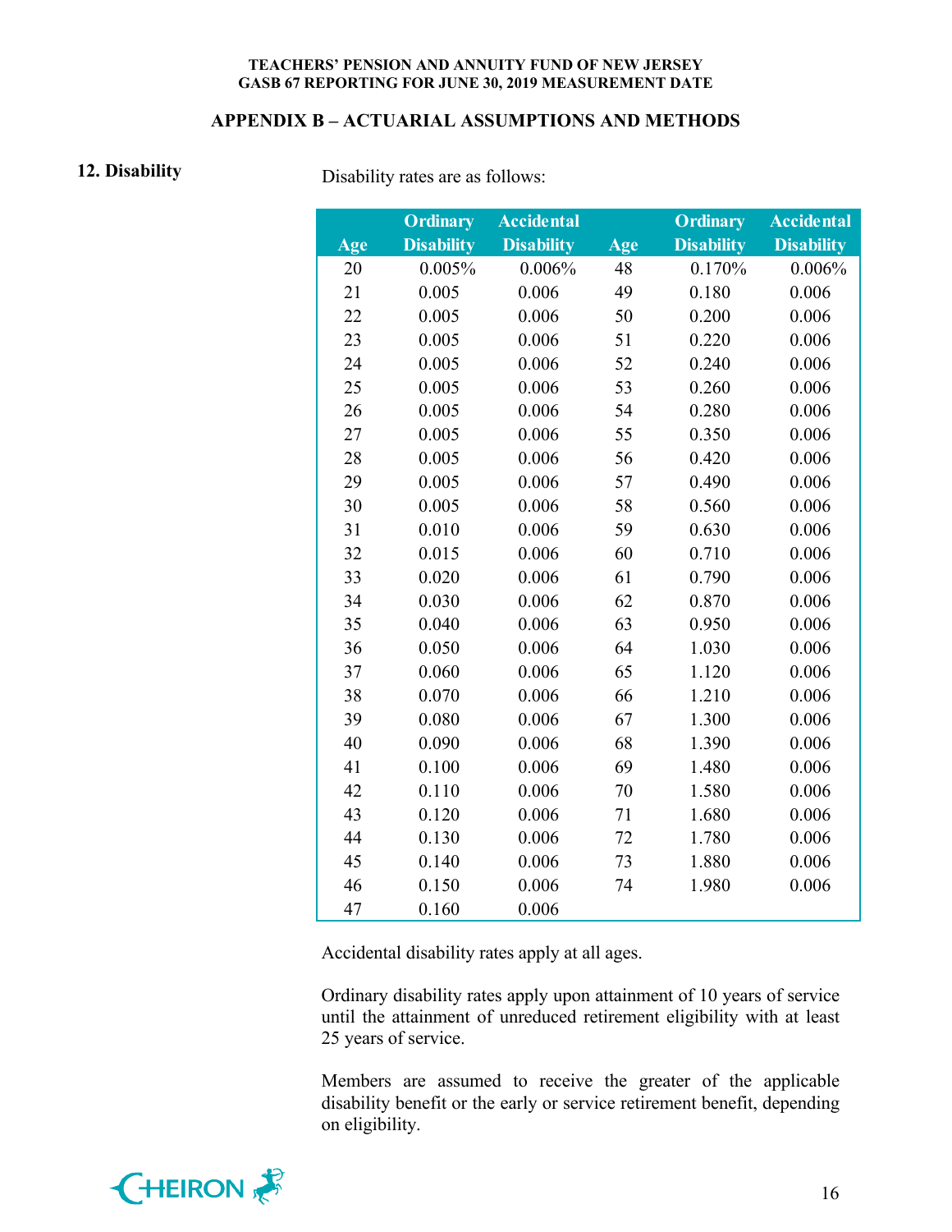## APPENDIX B – ACTUARIAL ASSUMPTIONS AND METHODS

**12. Disability**

Disability rates are as follows:

| Age | Ordinary Disability | Accidental Disability | Age | Ordinary Disability | Accidental Disability |
|---|---|---|---|---|---|
| 20 | 0.005% | 0.006% | 48 | 0.170% | 0.006% |
| 21 | 0.005 | 0.006 | 49 | 0.180 | 0.006 |
| 22 | 0.005 | 0.006 | 50 | 0.200 | 0.006 |
| 23 | 0.005 | 0.006 | 51 | 0.220 | 0.006 |
| 24 | 0.005 | 0.006 | 52 | 0.240 | 0.006 |
| 25 | 0.005 | 0.006 | 53 | 0.260 | 0.006 |
| 26 | 0.005 | 0.006 | 54 | 0.280 | 0.006 |
| 27 | 0.005 | 0.006 | 55 | 0.350 | 0.006 |
| 28 | 0.005 | 0.006 | 56 | 0.420 | 0.006 |
| 29 | 0.005 | 0.006 | 57 | 0.490 | 0.006 |
| 30 | 0.005 | 0.006 | 58 | 0.560 | 0.006 |
| 31 | 0.010 | 0.006 | 59 | 0.630 | 0.006 |
| 32 | 0.015 | 0.006 | 60 | 0.710 | 0.006 |
| 33 | 0.020 | 0.006 | 61 | 0.790 | 0.006 |
| 34 | 0.030 | 0.006 | 62 | 0.870 | 0.006 |
| 35 | 0.040 | 0.006 | 63 | 0.950 | 0.006 |
| 36 | 0.050 | 0.006 | 64 | 1.030 | 0.006 |
| 37 | 0.060 | 0.006 | 65 | 1.120 | 0.006 |
| 38 | 0.070 | 0.006 | 66 | 1.210 | 0.006 |
| 39 | 0.080 | 0.006 | 67 | 1.300 | 0.006 |
| 40 | 0.090 | 0.006 | 68 | 1.390 | 0.006 |
| 41 | 0.100 | 0.006 | 69 | 1.480 | 0.006 |
| 42 | 0.110 | 0.006 | 70 | 1.580 | 0.006 |
| 43 | 0.120 | 0.006 | 71 | 1.680 | 0.006 |
| 44 | 0.130 | 0.006 | 72 | 1.780 | 0.006 |
| 45 | 0.140 | 0.006 | 73 | 1.880 | 0.006 |
| 46 | 0.150 | 0.006 | 74 | 1.980 | 0.006 |
| 47 | 0.160 | 0.006 | | | |

Accidental disability rates apply at all ages.

Ordinary disability rates apply upon attainment of 10 years of service until the attainment of unreduced retirement eligibility with at least 25 years of service.

Members are assumed to receive the greater of the applicable disability benefit or the early or service retirement benefit, depending on eligibility.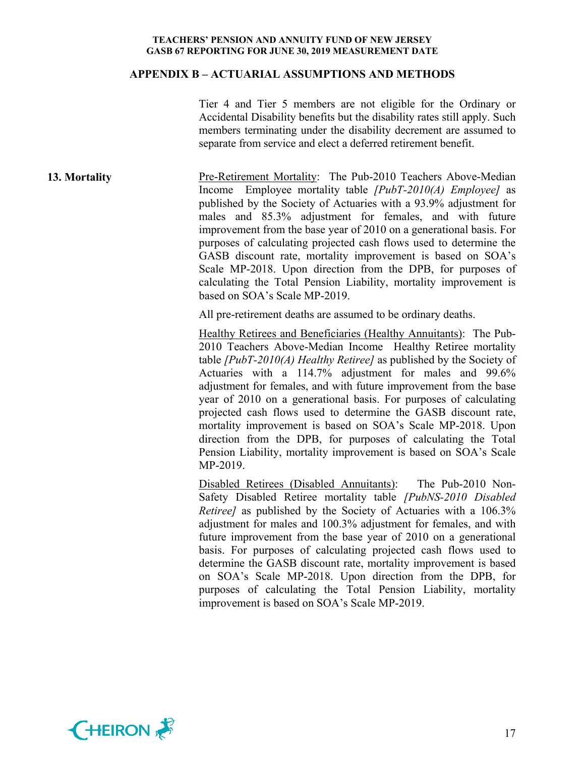Tier 4 and Tier 5 members are not eligible for the Ordinary or Accidental Disability benefits but the disability rates still apply. Such members terminating under the disability decrement are assumed to separate from service and elect a deferred retirement benefit.

**13. Mortality**

Pre-Retirement Mortality: The Pub-2010 Teachers Above-Median Income Employee mortality table *[PubT-2010(A) Employee]* as published by the Society of Actuaries with a 93.9% adjustment for males and 85.3% adjustment for females, and with future improvement from the base year of 2010 on a generational basis. For purposes of calculating projected cash flows used to determine the GASB discount rate, mortality improvement is based on SOA's Scale MP-2018. Upon direction from the DPB, for purposes of calculating the Total Pension Liability, mortality improvement is based on SOA's Scale MP-2019.

All pre-retirement deaths are assumed to be ordinary deaths.

Healthy Retirees and Beneficiaries (Healthy Annuitants): The Pub-2010 Teachers Above-Median Income Healthy Retiree mortality table *[PubT-2010(A) Healthy Retiree]* as published by the Society of Actuaries with a 114.7% adjustment for males and 99.6% adjustment for females, and with future improvement from the base year of 2010 on a generational basis. For purposes of calculating projected cash flows used to determine the GASB discount rate, mortality improvement is based on SOA's Scale MP-2018. Upon direction from the DPB, for purposes of calculating the Total Pension Liability, mortality improvement is based on SOA's Scale MP-2019.

Disabled Retirees (Disabled Annuitants): The Pub-2010 Non-Safety Disabled Retiree mortality table *[PubNS-2010 Disabled Retiree]* as published by the Society of Actuaries with a 106.3% adjustment for males and 100.3% adjustment for females, and with future improvement from the base year of 2010 on a generational basis. For purposes of calculating projected cash flows used to determine the GASB discount rate, mortality improvement is based on SOA's Scale MP-2018. Upon direction from the DPB, for purposes of calculating the Total Pension Liability, mortality improvement is based on SOA's Scale MP-2019.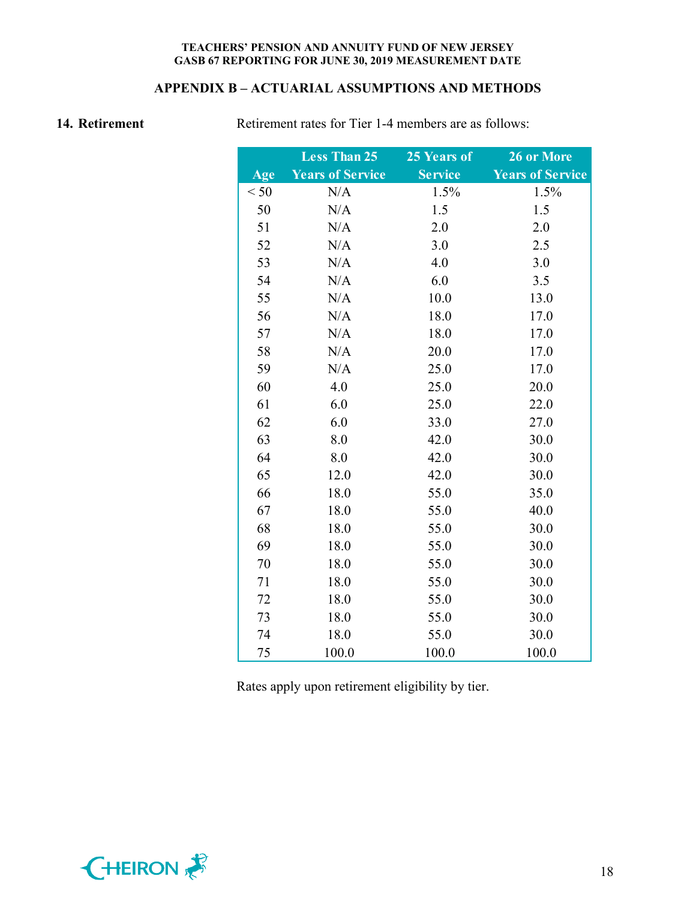## APPENDIX B – ACTUARIAL ASSUMPTIONS AND METHODS

**14. Retirement**

Retirement rates for Tier 1-4 members are as follows:

| Age | Less Than 25 Years of Service | 25 Years of Service | 26 or More Years of Service |
|---|---|---|---|
| < 50 | N/A | 1.5% | 1.5% |
| 50 | N/A | 1.5 | 1.5 |
| 51 | N/A | 2.0 | 2.0 |
| 52 | N/A | 3.0 | 2.5 |
| 53 | N/A | 4.0 | 3.0 |
| 54 | N/A | 6.0 | 3.5 |
| 55 | N/A | 10.0 | 13.0 |
| 56 | N/A | 18.0 | 17.0 |
| 57 | N/A | 18.0 | 17.0 |
| 58 | N/A | 20.0 | 17.0 |
| 59 | N/A | 25.0 | 17.0 |
| 60 | 4.0 | 25.0 | 20.0 |
| 61 | 6.0 | 25.0 | 22.0 |
| 62 | 6.0 | 33.0 | 27.0 |
| 63 | 8.0 | 42.0 | 30.0 |
| 64 | 8.0 | 42.0 | 30.0 |
| 65 | 12.0 | 42.0 | 30.0 |
| 66 | 18.0 | 55.0 | 35.0 |
| 67 | 18.0 | 55.0 | 40.0 |
| 68 | 18.0 | 55.0 | 30.0 |
| 69 | 18.0 | 55.0 | 30.0 |
| 70 | 18.0 | 55.0 | 30.0 |
| 71 | 18.0 | 55.0 | 30.0 |
| 72 | 18.0 | 55.0 | 30.0 |
| 73 | 18.0 | 55.0 | 30.0 |
| 74 | 18.0 | 55.0 | 30.0 |
| 75 | 100.0 | 100.0 | 100.0 |

Rates apply upon retirement eligibility by tier.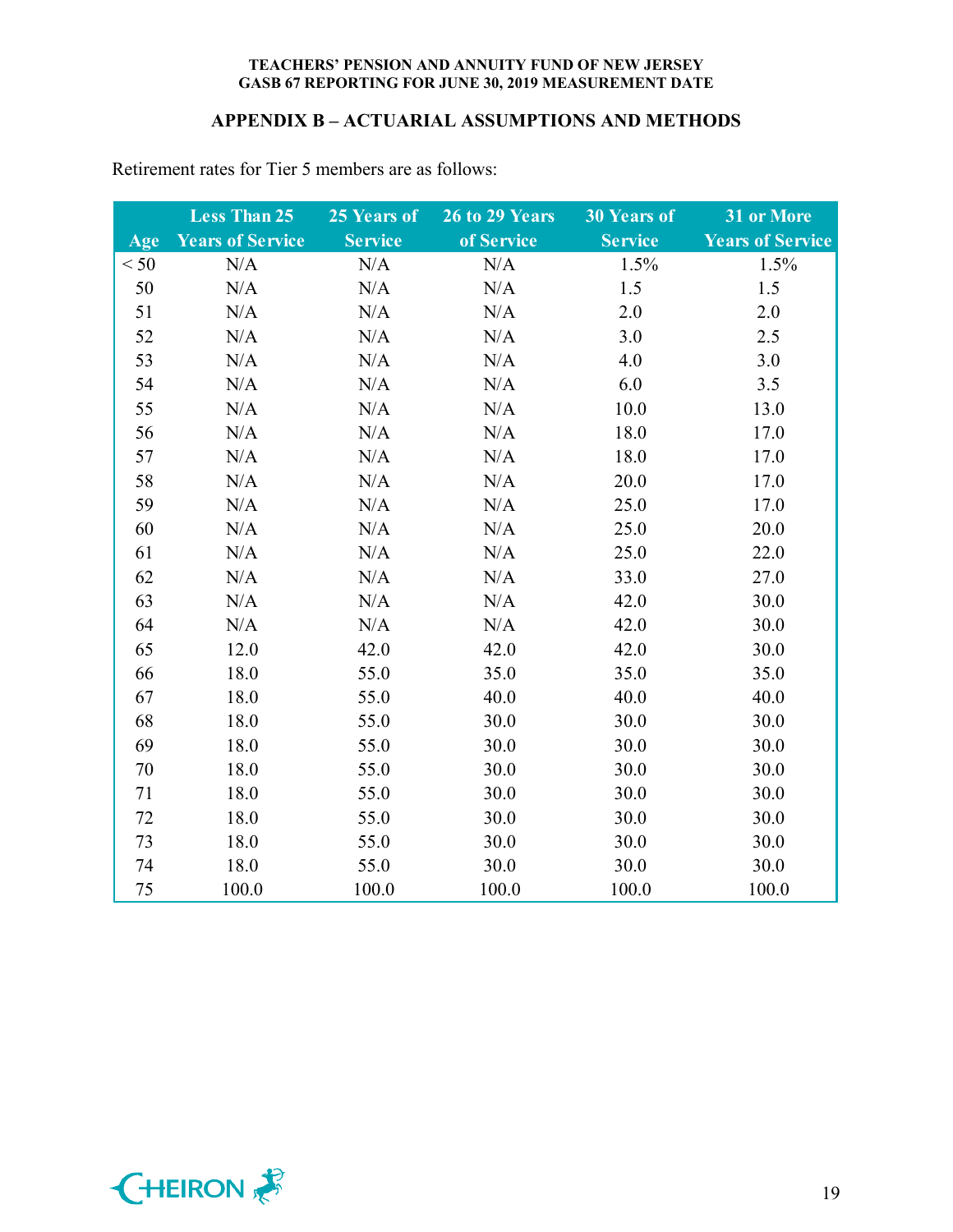## APPENDIX B – ACTUARIAL ASSUMPTIONS AND METHODS

Retirement rates for Tier 5 members are as follows:

| Age | Less Than 25 Years of Service | 25 Years of Service | 26 to 29 Years of Service | 30 Years of Service | 31 or More Years of Service |
|---|---|---|---|---|---|
| < 50 | N/A | N/A | N/A | 1.5% | 1.5% |
| 50 | N/A | N/A | N/A | 1.5 | 1.5 |
| 51 | N/A | N/A | N/A | 2.0 | 2.0 |
| 52 | N/A | N/A | N/A | 3.0 | 2.5 |
| 53 | N/A | N/A | N/A | 4.0 | 3.0 |
| 54 | N/A | N/A | N/A | 6.0 | 3.5 |
| 55 | N/A | N/A | N/A | 10.0 | 13.0 |
| 56 | N/A | N/A | N/A | 18.0 | 17.0 |
| 57 | N/A | N/A | N/A | 18.0 | 17.0 |
| 58 | N/A | N/A | N/A | 20.0 | 17.0 |
| 59 | N/A | N/A | N/A | 25.0 | 17.0 |
| 60 | N/A | N/A | N/A | 25.0 | 20.0 |
| 61 | N/A | N/A | N/A | 25.0 | 22.0 |
| 62 | N/A | N/A | N/A | 33.0 | 27.0 |
| 63 | N/A | N/A | N/A | 42.0 | 30.0 |
| 64 | N/A | N/A | N/A | 42.0 | 30.0 |
| 65 | 12.0 | 42.0 | 42.0 | 42.0 | 30.0 |
| 66 | 18.0 | 55.0 | 35.0 | 35.0 | 35.0 |
| 67 | 18.0 | 55.0 | 40.0 | 40.0 | 40.0 |
| 68 | 18.0 | 55.0 | 30.0 | 30.0 | 30.0 |
| 69 | 18.0 | 55.0 | 30.0 | 30.0 | 30.0 |
| 70 | 18.0 | 55.0 | 30.0 | 30.0 | 30.0 |
| 71 | 18.0 | 55.0 | 30.0 | 30.0 | 30.0 |
| 72 | 18.0 | 55.0 | 30.0 | 30.0 | 30.0 |
| 73 | 18.0 | 55.0 | 30.0 | 30.0 | 30.0 |
| 74 | 18.0 | 55.0 | 30.0 | 30.0 | 30.0 |
| 75 | 100.0 | 100.0 | 100.0 | 100.0 | 100.0 |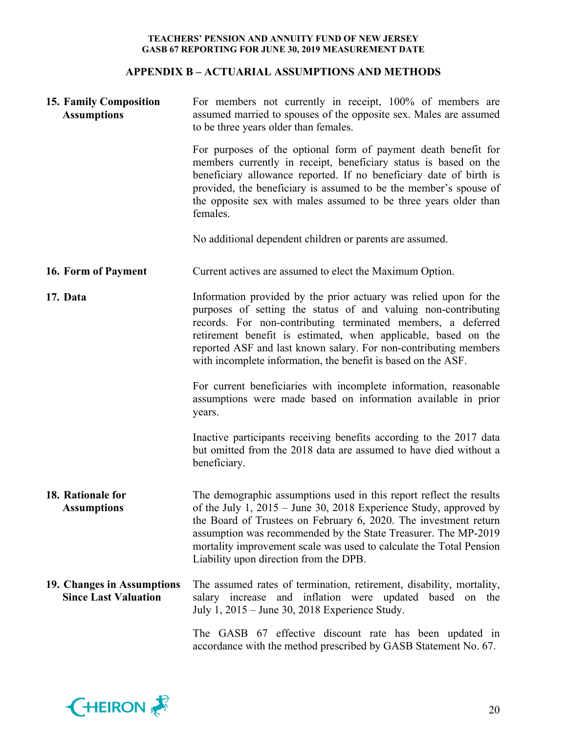## APPENDIX B – ACTUARIAL ASSUMPTIONS AND METHODS

**15. Family Composition Assumptions**

For members not currently in receipt, 100% of members are assumed married to spouses of the opposite sex. Males are assumed to be three years older than females.

For purposes of the optional form of payment death benefit for members currently in receipt, beneficiary status is based on the beneficiary allowance reported. If no beneficiary date of birth is provided, the beneficiary is assumed to be the member's spouse of the opposite sex with males assumed to be three years older than females.

No additional dependent children or parents are assumed.

**16. Form of Payment**

Current actives are assumed to elect the Maximum Option.

**17. Data**

Information provided by the prior actuary was relied upon for the purposes of setting the status of and valuing non-contributing records. For non-contributing terminated members, a deferred retirement benefit is estimated, when applicable, based on the reported ASF and last known salary. For non-contributing members with incomplete information, the benefit is based on the ASF.

For current beneficiaries with incomplete information, reasonable assumptions were made based on information available in prior years.

Inactive participants receiving benefits according to the 2017 data but omitted from the 2018 data are assumed to have died without a beneficiary.

**18. Rationale for Assumptions**

The demographic assumptions used in this report reflect the results of the July 1, 2015 – June 30, 2018 Experience Study, approved by the Board of Trustees on February 6, 2020. The investment return assumption was recommended by the State Treasurer. The MP-2019 mortality improvement scale was used to calculate the Total Pension Liability upon direction from the DPB.

**19. Changes in Assumptions Since Last Valuation**

The assumed rates of termination, retirement, disability, mortality, salary increase and inflation were updated based on the July 1, 2015 – June 30, 2018 Experience Study.

The GASB 67 effective discount rate has been updated in accordance with the method prescribed by GASB Statement No. 67.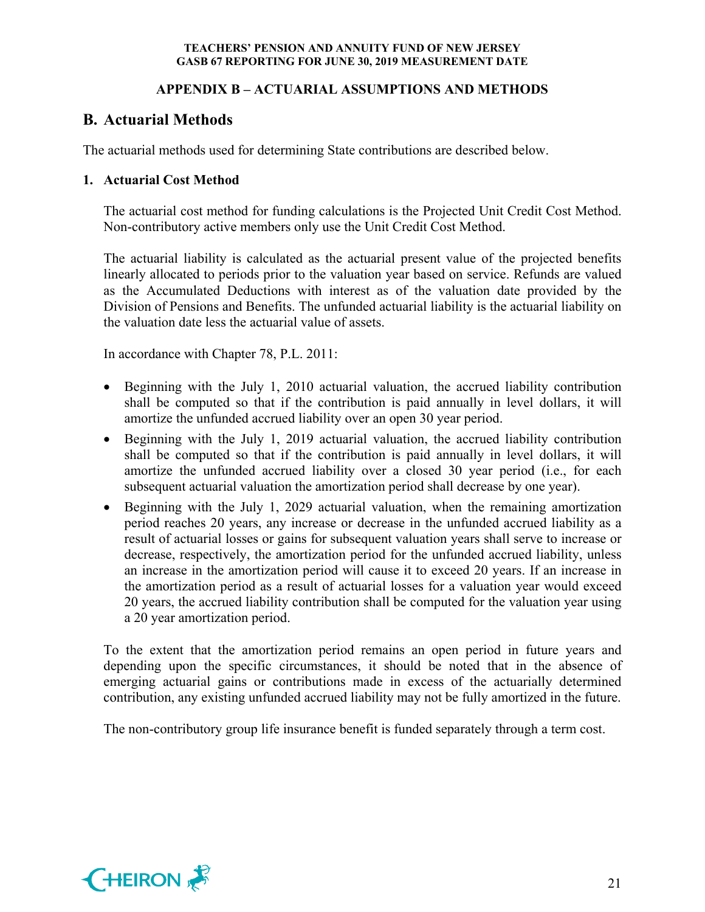## APPENDIX B – ACTUARIAL ASSUMPTIONS AND METHODS

## B. Actuarial Methods

The actuarial methods used for determining State contributions are described below.

### 1. Actuarial Cost Method

The actuarial cost method for funding calculations is the Projected Unit Credit Cost Method. Non-contributory active members only use the Unit Credit Cost Method.

The actuarial liability is calculated as the actuarial present value of the projected benefits linearly allocated to periods prior to the valuation year based on service. Refunds are valued as the Accumulated Deductions with interest as of the valuation date provided by the Division of Pensions and Benefits. The unfunded actuarial liability is the actuarial liability on the valuation date less the actuarial value of assets.

In accordance with Chapter 78, P.L. 2011:

- Beginning with the July 1, 2010 actuarial valuation, the accrued liability contribution shall be computed so that if the contribution is paid annually in level dollars, it will amortize the unfunded accrued liability over an open 30 year period.
- Beginning with the July 1, 2019 actuarial valuation, the accrued liability contribution shall be computed so that if the contribution is paid annually in level dollars, it will amortize the unfunded accrued liability over a closed 30 year period (i.e., for each subsequent actuarial valuation the amortization period shall decrease by one year).
- Beginning with the July 1, 2029 actuarial valuation, when the remaining amortization period reaches 20 years, any increase or decrease in the unfunded accrued liability as a result of actuarial losses or gains for subsequent valuation years shall serve to increase or decrease, respectively, the amortization period for the unfunded accrued liability, unless an increase in the amortization period will cause it to exceed 20 years. If an increase in the amortization period as a result of actuarial losses for a valuation year would exceed 20 years, the accrued liability contribution shall be computed for the valuation year using a 20 year amortization period.

To the extent that the amortization period remains an open period in future years and depending upon the specific circumstances, it should be noted that in the absence of emerging actuarial gains or contributions made in excess of the actuarially determined contribution, any existing unfunded accrued liability may not be fully amortized in the future.

The non-contributory group life insurance benefit is funded separately through a term cost.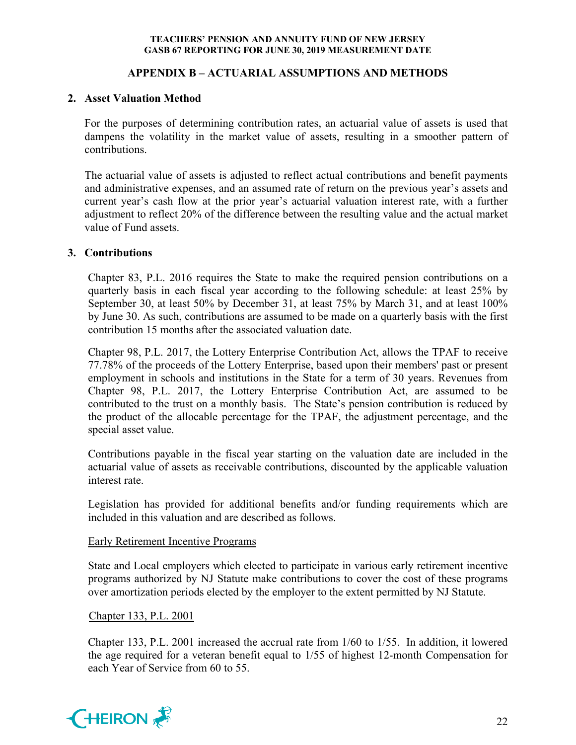## APPENDIX B – ACTUARIAL ASSUMPTIONS AND METHODS

**2. Asset Valuation Method**

For the purposes of determining contribution rates, an actuarial value of assets is used that dampens the volatility in the market value of assets, resulting in a smoother pattern of contributions.

The actuarial value of assets is adjusted to reflect actual contributions and benefit payments and administrative expenses, and an assumed rate of return on the previous year's assets and current year's cash flow at the prior year's actuarial valuation interest rate, with a further adjustment to reflect 20% of the difference between the resulting value and the actual market value of Fund assets.

**3. Contributions**

Chapter 83, P.L. 2016 requires the State to make the required pension contributions on a quarterly basis in each fiscal year according to the following schedule: at least 25% by September 30, at least 50% by December 31, at least 75% by March 31, and at least 100% by June 30. As such, contributions are assumed to be made on a quarterly basis with the first contribution 15 months after the associated valuation date.

Chapter 98, P.L. 2017, the Lottery Enterprise Contribution Act, allows the TPAF to receive 77.78% of the proceeds of the Lottery Enterprise, based upon their members' past or present employment in schools and institutions in the State for a term of 30 years. Revenues from Chapter 98, P.L. 2017, the Lottery Enterprise Contribution Act, are assumed to be contributed to the trust on a monthly basis. The State's pension contribution is reduced by the product of the allocable percentage for the TPAF, the adjustment percentage, and the special asset value.

Contributions payable in the fiscal year starting on the valuation date are included in the actuarial value of assets as receivable contributions, discounted by the applicable valuation interest rate.

Legislation has provided for additional benefits and/or funding requirements which are included in this valuation and are described as follows.

Early Retirement Incentive Programs

State and Local employers which elected to participate in various early retirement incentive programs authorized by NJ Statute make contributions to cover the cost of these programs over amortization periods elected by the employer to the extent permitted by NJ Statute.

Chapter 133, P.L. 2001

Chapter 133, P.L. 2001 increased the accrual rate from 1/60 to 1/55. In addition, it lowered the age required for a veteran benefit equal to 1/55 of highest 12-month Compensation for each Year of Service from 60 to 55.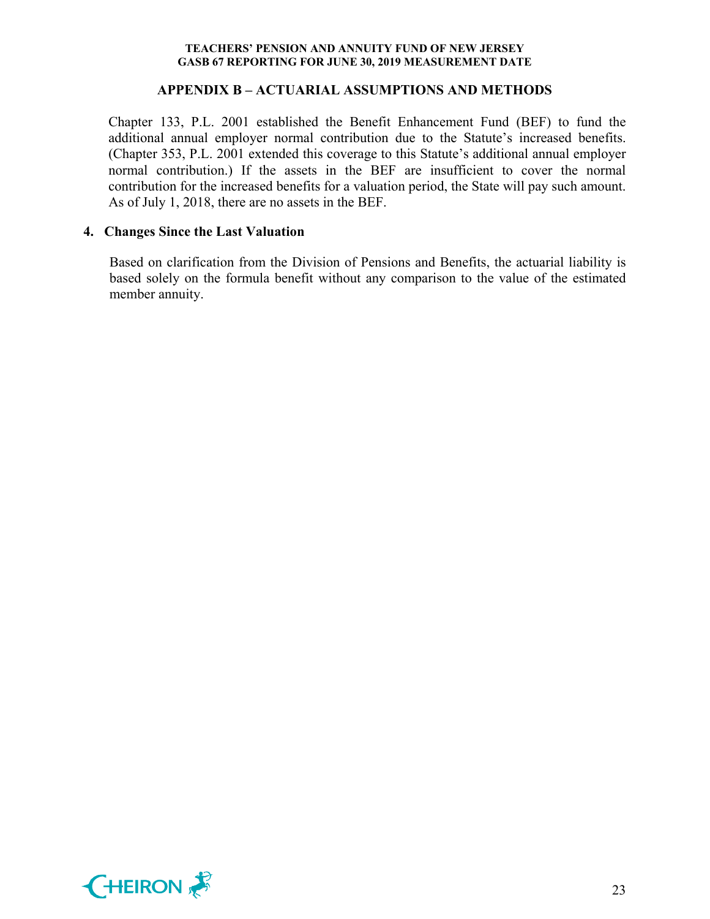Chapter 133, P.L. 2001 established the Benefit Enhancement Fund (BEF) to fund the additional annual employer normal contribution due to the Statute's increased benefits. (Chapter 353, P.L. 2001 extended this coverage to this Statute's additional annual employer normal contribution.) If the assets in the BEF are insufficient to cover the normal contribution for the increased benefits for a valuation period, the State will pay such amount. As of July 1, 2018, there are no assets in the BEF.

## 4. Changes Since the Last Valuation

Based on clarification from the Division of Pensions and Benefits, the actuarial liability is based solely on the formula benefit without any comparison to the value of the estimated member annuity.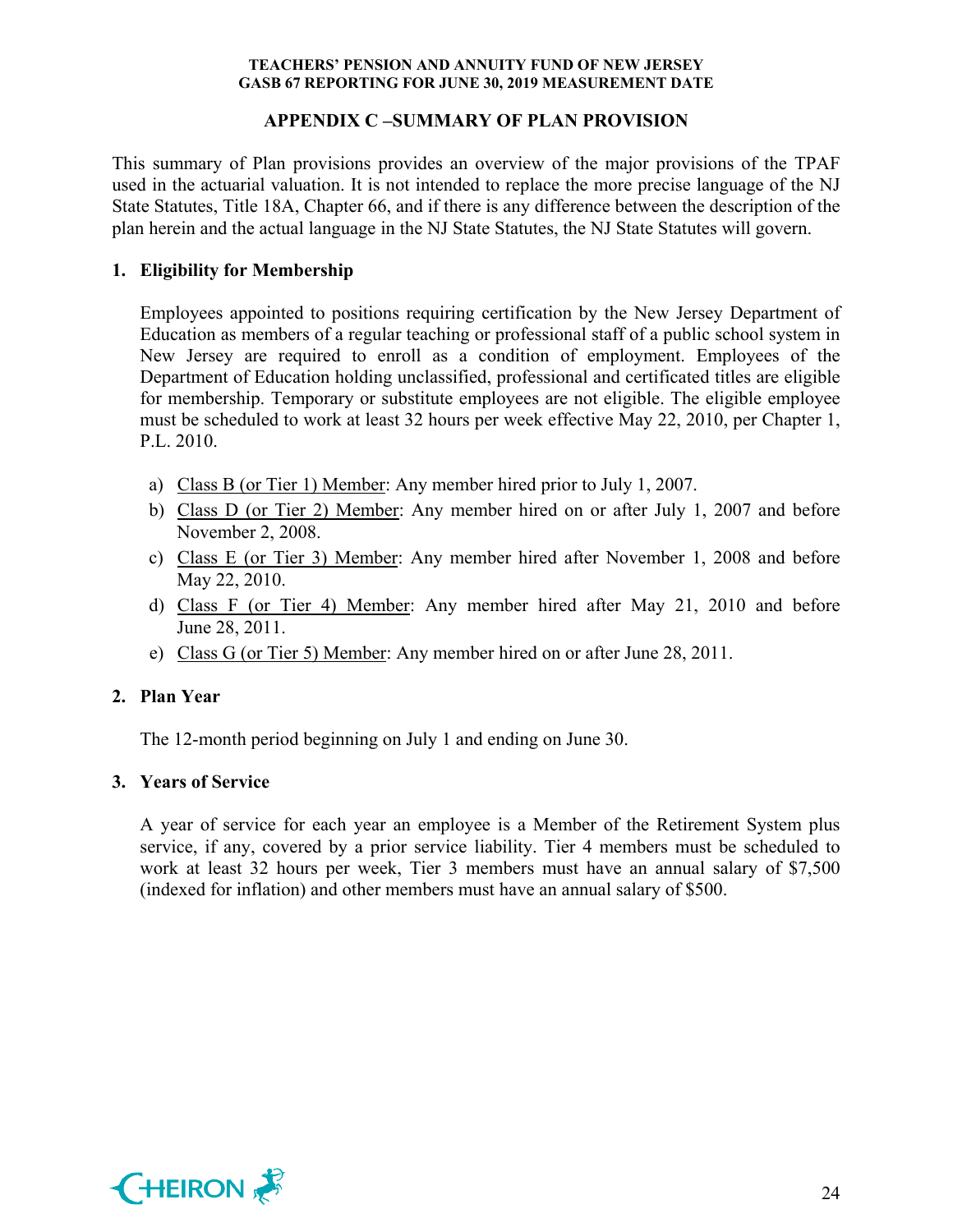## APPENDIX C –SUMMARY OF PLAN PROVISION

This summary of Plan provisions provides an overview of the major provisions of the TPAF used in the actuarial valuation. It is not intended to replace the more precise language of the NJ State Statutes, Title 18A, Chapter 66, and if there is any difference between the description of the plan herein and the actual language in the NJ State Statutes, the NJ State Statutes will govern.

### 1. Eligibility for Membership

Employees appointed to positions requiring certification by the New Jersey Department of Education as members of a regular teaching or professional staff of a public school system in New Jersey are required to enroll as a condition of employment. Employees of the Department of Education holding unclassified, professional and certificated titles are eligible for membership. Temporary or substitute employees are not eligible. The eligible employee must be scheduled to work at least 32 hours per week effective May 22, 2010, per Chapter 1, P.L. 2010.

a) Class B (or Tier 1) Member: Any member hired prior to July 1, 2007.
b) Class D (or Tier 2) Member: Any member hired on or after July 1, 2007 and before November 2, 2008.
c) Class E (or Tier 3) Member: Any member hired after November 1, 2008 and before May 22, 2010.
d) Class F (or Tier 4) Member: Any member hired after May 21, 2010 and before June 28, 2011.
e) Class G (or Tier 5) Member: Any member hired on or after June 28, 2011.

### 2. Plan Year

The 12-month period beginning on July 1 and ending on June 30.

### 3. Years of Service

A year of service for each year an employee is a Member of the Retirement System plus service, if any, covered by a prior service liability. Tier 4 members must be scheduled to work at least 32 hours per week, Tier 3 members must have an annual salary of $7,500 (indexed for inflation) and other members must have an annual salary of $500.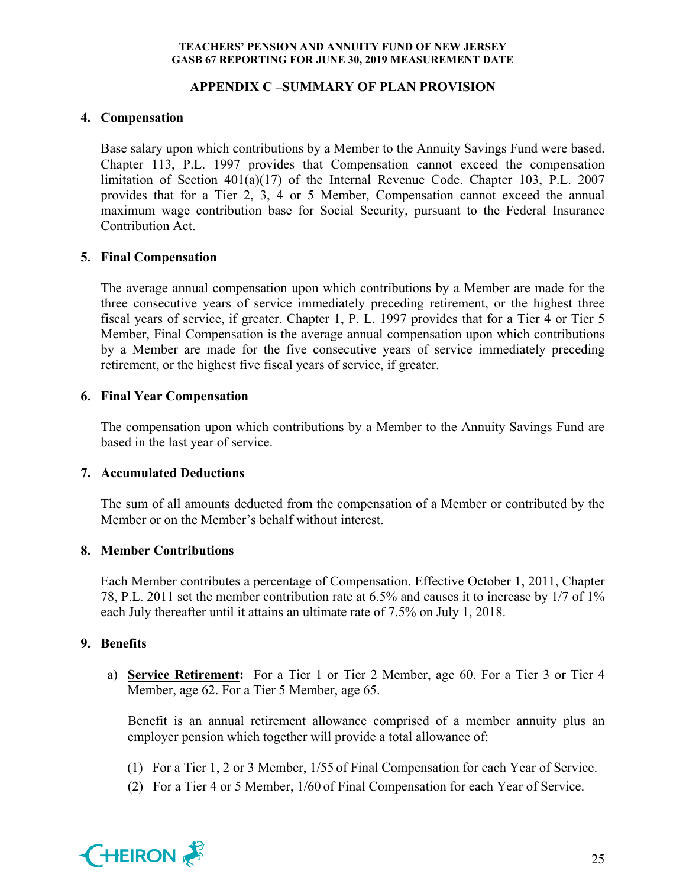## APPENDIX C –SUMMARY OF PLAN PROVISION

### 4. Compensation

Base salary upon which contributions by a Member to the Annuity Savings Fund were based. Chapter 113, P.L. 1997 provides that Compensation cannot exceed the compensation limitation of Section 401(a)(17) of the Internal Revenue Code. Chapter 103, P.L. 2007 provides that for a Tier 2, 3, 4 or 5 Member, Compensation cannot exceed the annual maximum wage contribution base for Social Security, pursuant to the Federal Insurance Contribution Act.

### 5. Final Compensation

The average annual compensation upon which contributions by a Member are made for the three consecutive years of service immediately preceding retirement, or the highest three fiscal years of service, if greater. Chapter 1, P. L. 1997 provides that for a Tier 4 or Tier 5 Member, Final Compensation is the average annual compensation upon which contributions by a Member are made for the five consecutive years of service immediately preceding retirement, or the highest five fiscal years of service, if greater.

### 6. Final Year Compensation

The compensation upon which contributions by a Member to the Annuity Savings Fund are based in the last year of service.

### 7. Accumulated Deductions

The sum of all amounts deducted from the compensation of a Member or contributed by the Member or on the Member's behalf without interest.

### 8. Member Contributions

Each Member contributes a percentage of Compensation. Effective October 1, 2011, Chapter 78, P.L. 2011 set the member contribution rate at 6.5% and causes it to increase by 1/7 of 1% each July thereafter until it attains an ultimate rate of 7.5% on July 1, 2018.

### 9. Benefits

a) **Service Retirement:** For a Tier 1 or Tier 2 Member, age 60. For a Tier 3 or Tier 4 Member, age 62. For a Tier 5 Member, age 65.

   Benefit is an annual retirement allowance comprised of a member annuity plus an employer pension which together will provide a total allowance of:

   (1) For a Tier 1, 2 or 3 Member, 1/55 of Final Compensation for each Year of Service.

   (2) For a Tier 4 or 5 Member, 1/60 of Final Compensation for each Year of Service.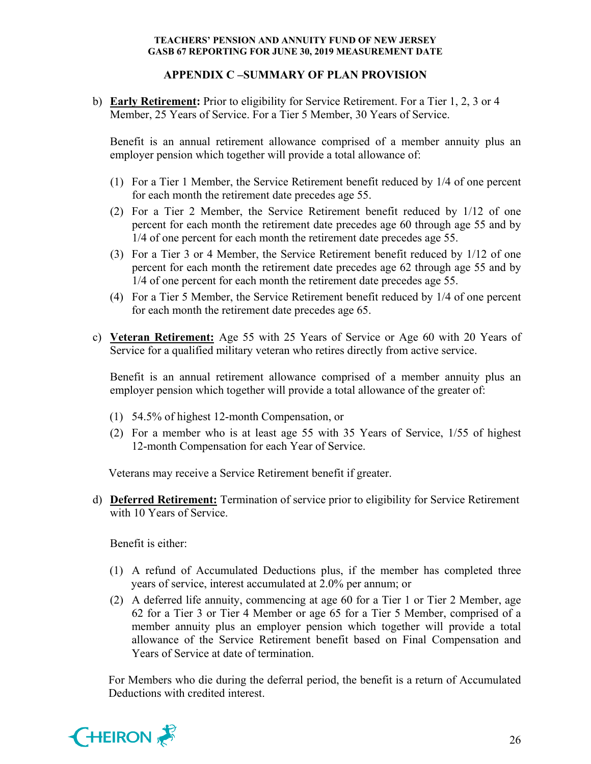## APPENDIX C –SUMMARY OF PLAN PROVISION

b) **Early Retirement:** Prior to eligibility for Service Retirement. For a Tier 1, 2, 3 or 4 Member, 25 Years of Service. For a Tier 5 Member, 30 Years of Service.

Benefit is an annual retirement allowance comprised of a member annuity plus an employer pension which together will provide a total allowance of:

(1) For a Tier 1 Member, the Service Retirement benefit reduced by 1/4 of one percent for each month the retirement date precedes age 55.

(2) For a Tier 2 Member, the Service Retirement benefit reduced by 1/12 of one percent for each month the retirement date precedes age 60 through age 55 and by 1/4 of one percent for each month the retirement date precedes age 55.

(3) For a Tier 3 or 4 Member, the Service Retirement benefit reduced by 1/12 of one percent for each month the retirement date precedes age 62 through age 55 and by 1/4 of one percent for each month the retirement date precedes age 55.

(4) For a Tier 5 Member, the Service Retirement benefit reduced by 1/4 of one percent for each month the retirement date precedes age 65.

c) **Veteran Retirement:** Age 55 with 25 Years of Service or Age 60 with 20 Years of Service for a qualified military veteran who retires directly from active service.

Benefit is an annual retirement allowance comprised of a member annuity plus an employer pension which together will provide a total allowance of the greater of:

(1) 54.5% of highest 12-month Compensation, or

(2) For a member who is at least age 55 with 35 Years of Service, 1/55 of highest 12-month Compensation for each Year of Service.

Veterans may receive a Service Retirement benefit if greater.

d) **Deferred Retirement:** Termination of service prior to eligibility for Service Retirement with 10 Years of Service.

Benefit is either:

(1) A refund of Accumulated Deductions plus, if the member has completed three years of service, interest accumulated at 2.0% per annum; or

(2) A deferred life annuity, commencing at age 60 for a Tier 1 or Tier 2 Member, age 62 for a Tier 3 or Tier 4 Member or age 65 for a Tier 5 Member, comprised of a member annuity plus an employer pension which together will provide a total allowance of the Service Retirement benefit based on Final Compensation and Years of Service at date of termination.

For Members who die during the deferral period, the benefit is a return of Accumulated Deductions with credited interest.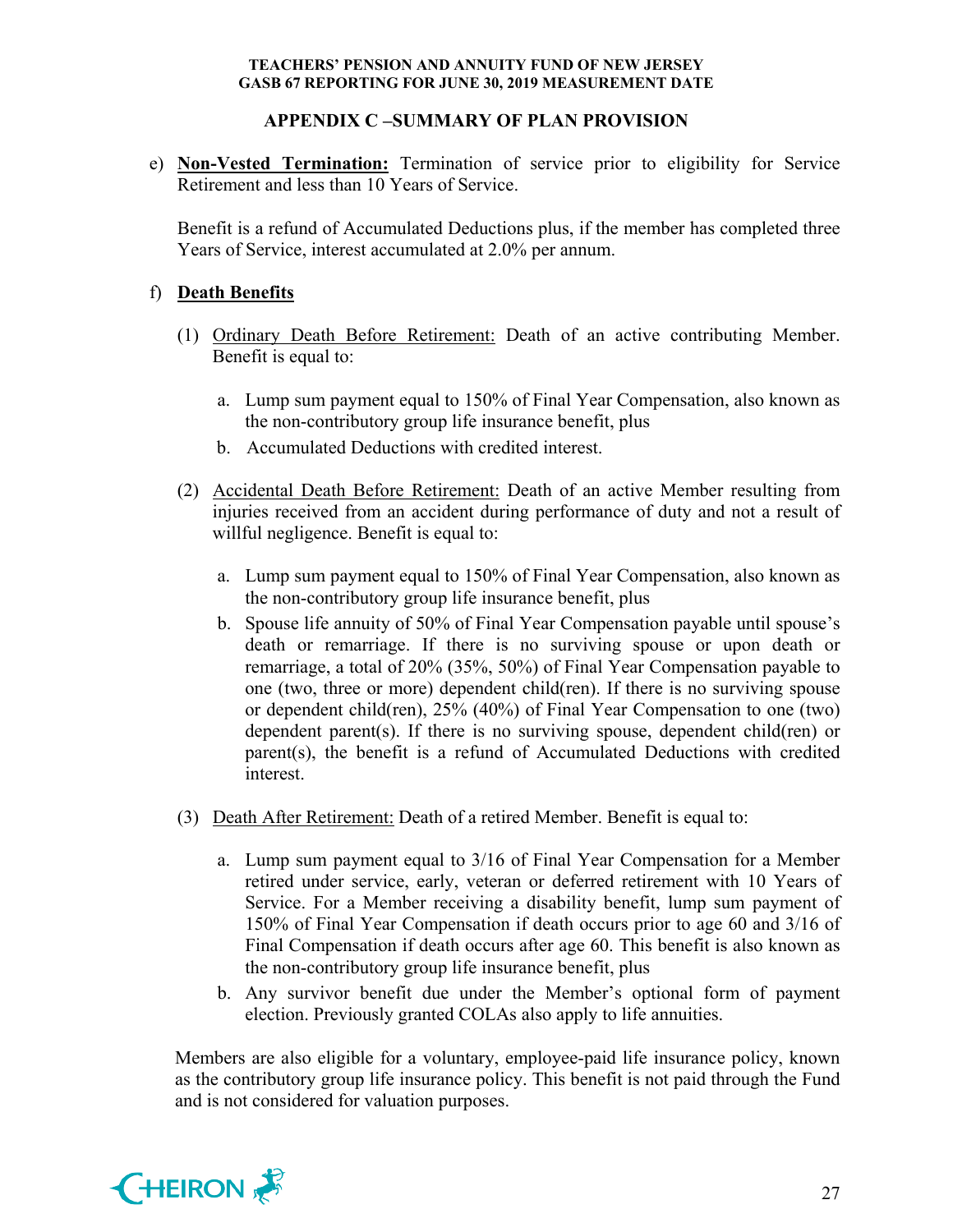## APPENDIX C –SUMMARY OF PLAN PROVISION

e) **Non-Vested Termination:** Termination of service prior to eligibility for Service Retirement and less than 10 Years of Service.

   Benefit is a refund of Accumulated Deductions plus, if the member has completed three Years of Service, interest accumulated at 2.0% per annum.

f) **Death Benefits**

   (1) Ordinary Death Before Retirement: Death of an active contributing Member. Benefit is equal to:

      a. Lump sum payment equal to 150% of Final Year Compensation, also known as the non-contributory group life insurance benefit, plus
      b. Accumulated Deductions with credited interest.

   (2) Accidental Death Before Retirement: Death of an active Member resulting from injuries received from an accident during performance of duty and not a result of willful negligence. Benefit is equal to:

      a. Lump sum payment equal to 150% of Final Year Compensation, also known as the non-contributory group life insurance benefit, plus
      b. Spouse life annuity of 50% of Final Year Compensation payable until spouse's death or remarriage. If there is no surviving spouse or upon death or remarriage, a total of 20% (35%, 50%) of Final Year Compensation payable to one (two, three or more) dependent child(ren). If there is no surviving spouse or dependent child(ren), 25% (40%) of Final Year Compensation to one (two) dependent parent(s). If there is no surviving spouse, dependent child(ren) or parent(s), the benefit is a refund of Accumulated Deductions with credited interest.

   (3) Death After Retirement: Death of a retired Member. Benefit is equal to:

      a. Lump sum payment equal to 3/16 of Final Year Compensation for a Member retired under service, early, veteran or deferred retirement with 10 Years of Service. For a Member receiving a disability benefit, lump sum payment of 150% of Final Year Compensation if death occurs prior to age 60 and 3/16 of Final Compensation if death occurs after age 60. This benefit is also known as the non-contributory group life insurance benefit, plus
      b. Any survivor benefit due under the Member's optional form of payment election. Previously granted COLAs also apply to life annuities.

   Members are also eligible for a voluntary, employee-paid life insurance policy, known as the contributory group life insurance policy. This benefit is not paid through the Fund and is not considered for valuation purposes.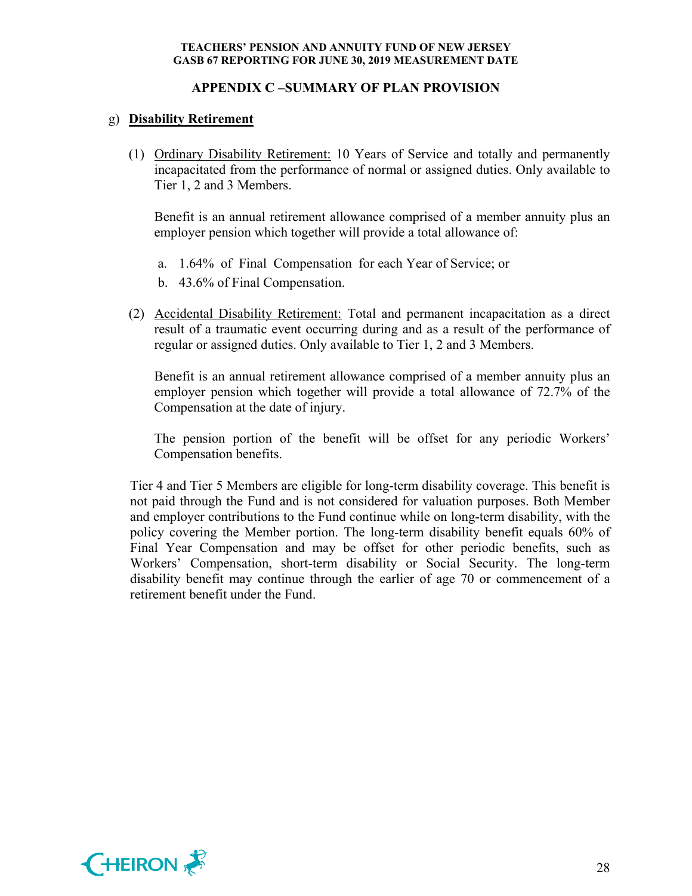## APPENDIX C –SUMMARY OF PLAN PROVISION

g) **Disability Retirement**

(1) Ordinary Disability Retirement: 10 Years of Service and totally and permanently incapacitated from the performance of normal or assigned duties. Only available to Tier 1, 2 and 3 Members.

Benefit is an annual retirement allowance comprised of a member annuity plus an employer pension which together will provide a total allowance of:

a. 1.64% of Final Compensation for each Year of Service; or
b. 43.6% of Final Compensation.

(2) Accidental Disability Retirement: Total and permanent incapacitation as a direct result of a traumatic event occurring during and as a result of the performance of regular or assigned duties. Only available to Tier 1, 2 and 3 Members.

Benefit is an annual retirement allowance comprised of a member annuity plus an employer pension which together will provide a total allowance of 72.7% of the Compensation at the date of injury.

The pension portion of the benefit will be offset for any periodic Workers' Compensation benefits.

Tier 4 and Tier 5 Members are eligible for long-term disability coverage. This benefit is not paid through the Fund and is not considered for valuation purposes. Both Member and employer contributions to the Fund continue while on long-term disability, with the policy covering the Member portion. The long-term disability benefit equals 60% of Final Year Compensation and may be offset for other periodic benefits, such as Workers' Compensation, short-term disability or Social Security. The long-term disability benefit may continue through the earlier of age 70 or commencement of a retirement benefit under the Fund.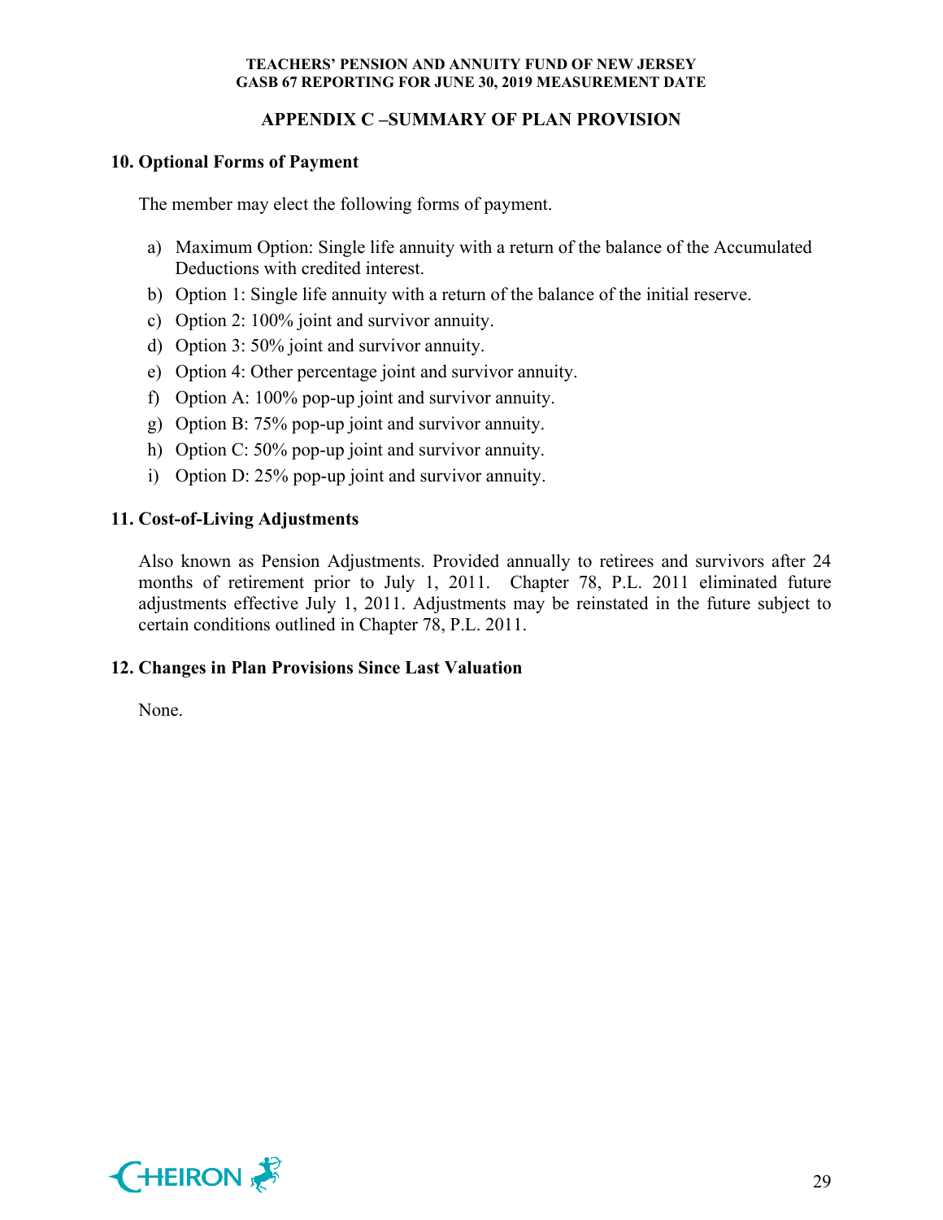## APPENDIX C –SUMMARY OF PLAN PROVISION

### 10. Optional Forms of Payment

The member may elect the following forms of payment.

a) Maximum Option: Single life annuity with a return of the balance of the Accumulated Deductions with credited interest.
b) Option 1: Single life annuity with a return of the balance of the initial reserve.
c) Option 2: 100% joint and survivor annuity.
d) Option 3: 50% joint and survivor annuity.
e) Option 4: Other percentage joint and survivor annuity.
f) Option A: 100% pop-up joint and survivor annuity.
g) Option B: 75% pop-up joint and survivor annuity.
h) Option C: 50% pop-up joint and survivor annuity.
i) Option D: 25% pop-up joint and survivor annuity.

### 11. Cost-of-Living Adjustments

Also known as Pension Adjustments. Provided annually to retirees and survivors after 24 months of retirement prior to July 1, 2011. Chapter 78, P.L. 2011 eliminated future adjustments effective July 1, 2011. Adjustments may be reinstated in the future subject to certain conditions outlined in Chapter 78, P.L. 2011.

### 12. Changes in Plan Provisions Since Last Valuation

None.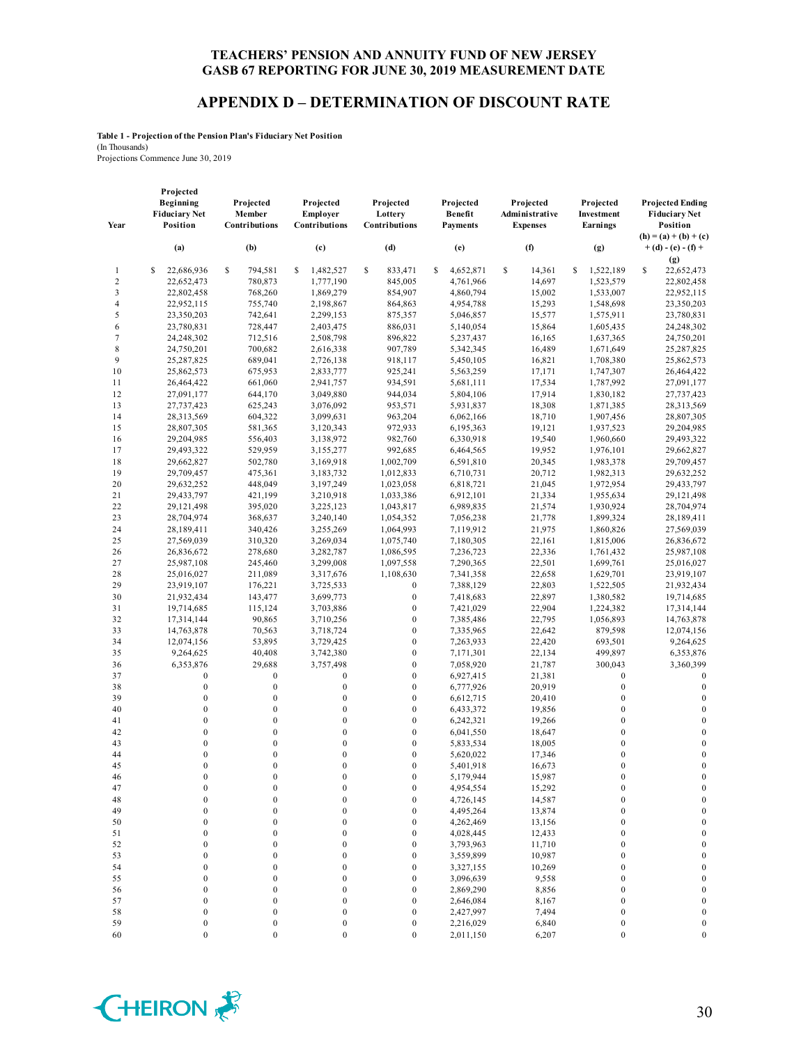# TEACHERS' PENSION AND ANNUITY FUND OF NEW JERSEY
# GASB 67 REPORTING FOR JUNE 30, 2019 MEASUREMENT DATE

## APPENDIX D – DETERMINATION OF DISCOUNT RATE

**Table 1 - Projection of the Pension Plan's Fiduciary Net Position**
(In Thousands)
Projections Commence June 30, 2019

| Year | Projected Beginning Fiduciary Net Position | Projected Member Contributions | Projected Employer Contributions | Projected Lottery Contributions | Projected Benefit Payments | Projected Administrative Expenses | Projected Investment Earnings | Projected Ending Fiduciary Net Position |
|---|---|---|---|---|---|---|---|---|
| | (a) | (b) | (c) | (d) | (e) | (f) | (g) | (h) = (a) + (b) + (c) + (d) - (e) - (f) + (g) |
| 1 | $ 22,686,936 | $ 794,581 | $ 1,482,527 | $ 833,471 | $ 4,652,871 | $ 14,361 | $ 1,522,189 | $ 22,652,473 |
| 2 | 22,652,473 | 780,873 | 1,777,190 | 845,005 | 4,761,966 | 14,697 | 1,523,579 | 22,802,458 |
| 3 | 22,802,458 | 768,260 | 1,869,279 | 854,907 | 4,860,794 | 15,002 | 1,533,007 | 22,952,115 |
| 4 | 22,952,115 | 755,740 | 2,198,867 | 864,863 | 4,954,788 | 15,293 | 1,548,698 | 23,350,203 |
| 5 | 23,350,203 | 742,641 | 2,299,153 | 875,357 | 5,046,857 | 15,577 | 1,575,911 | 23,780,831 |
| 6 | 23,780,831 | 728,447 | 2,403,475 | 886,031 | 5,140,054 | 15,864 | 1,605,435 | 24,248,302 |
| 7 | 24,248,302 | 712,516 | 2,508,798 | 896,822 | 5,237,437 | 16,165 | 1,637,365 | 24,750,201 |
| 8 | 24,750,201 | 700,682 | 2,616,338 | 907,789 | 5,342,345 | 16,489 | 1,671,649 | 25,287,825 |
| 9 | 25,287,825 | 689,041 | 2,726,138 | 918,117 | 5,450,105 | 16,821 | 1,708,380 | 25,862,573 |
| 10 | 25,862,573 | 675,953 | 2,833,777 | 925,241 | 5,563,259 | 17,171 | 1,747,307 | 26,464,422 |
| 11 | 26,464,422 | 661,060 | 2,941,757 | 934,591 | 5,681,111 | 17,534 | 1,787,992 | 27,091,177 |
| 12 | 27,091,177 | 644,170 | 3,049,880 | 944,034 | 5,804,106 | 17,914 | 1,830,182 | 27,737,423 |
| 13 | 27,737,423 | 625,243 | 3,076,092 | 953,571 | 5,931,837 | 18,308 | 1,871,385 | 28,313,569 |
| 14 | 28,313,569 | 604,322 | 3,099,631 | 963,204 | 6,062,166 | 18,710 | 1,907,456 | 28,807,305 |
| 15 | 28,807,305 | 581,365 | 3,120,343 | 972,933 | 6,195,363 | 19,121 | 1,937,523 | 29,204,985 |
| 16 | 29,204,985 | 556,403 | 3,138,972 | 982,760 | 6,330,918 | 19,540 | 1,960,660 | 29,493,322 |
| 17 | 29,493,322 | 529,959 | 3,155,277 | 992,685 | 6,464,565 | 19,952 | 1,976,101 | 29,662,827 |
| 18 | 29,662,827 | 502,780 | 3,169,918 | 1,002,709 | 6,591,810 | 20,345 | 1,983,378 | 29,709,457 |
| 19 | 29,709,457 | 475,361 | 3,183,732 | 1,012,833 | 6,710,731 | 20,712 | 1,982,313 | 29,632,252 |
| 20 | 29,632,252 | 448,049 | 3,197,249 | 1,023,058 | 6,818,721 | 21,045 | 1,972,954 | 29,433,797 |
| 21 | 29,433,797 | 421,199 | 3,210,918 | 1,033,386 | 6,912,101 | 21,334 | 1,955,634 | 29,121,498 |
| 22 | 29,121,498 | 395,020 | 3,225,123 | 1,043,817 | 6,989,835 | 21,574 | 1,930,924 | 28,704,974 |
| 23 | 28,704,974 | 368,637 | 3,240,140 | 1,054,352 | 7,056,238 | 21,778 | 1,899,324 | 28,189,411 |
| 24 | 28,189,411 | 340,426 | 3,255,269 | 1,064,993 | 7,119,912 | 21,975 | 1,860,826 | 27,569,039 |
| 25 | 27,569,039 | 310,320 | 3,269,034 | 1,075,740 | 7,180,305 | 22,161 | 1,815,006 | 26,836,672 |
| 26 | 26,836,672 | 278,680 | 3,282,787 | 1,086,595 | 7,236,723 | 22,336 | 1,761,432 | 25,987,108 |
| 27 | 25,987,108 | 245,460 | 3,299,008 | 1,097,558 | 7,290,365 | 22,501 | 1,699,761 | 25,016,027 |
| 28 | 25,016,027 | 211,089 | 3,317,676 | 1,108,630 | 7,341,358 | 22,658 | 1,629,701 | 23,919,107 |
| 29 | 23,919,107 | 176,221 | 3,725,533 | 0 | 7,388,129 | 22,803 | 1,522,505 | 21,932,434 |
| 30 | 21,932,434 | 143,477 | 3,699,773 | 0 | 7,418,683 | 22,897 | 1,380,582 | 19,714,685 |
| 31 | 19,714,685 | 115,124 | 3,703,886 | 0 | 7,421,029 | 22,904 | 1,224,382 | 17,314,144 |
| 32 | 17,314,144 | 90,865 | 3,710,256 | 0 | 7,385,486 | 22,795 | 1,056,893 | 14,763,878 |
| 33 | 14,763,878 | 70,563 | 3,718,724 | 0 | 7,335,965 | 22,642 | 879,598 | 12,074,156 |
| 34 | 12,074,156 | 53,895 | 3,729,425 | 0 | 7,263,933 | 22,420 | 693,501 | 9,264,625 |
| 35 | 9,264,625 | 40,408 | 3,742,380 | 0 | 7,171,301 | 22,134 | 499,897 | 6,353,876 |
| 36 | 6,353,876 | 29,688 | 3,757,498 | 0 | 7,058,920 | 21,787 | 300,043 | 3,360,399 |
| 37 | 0 | 0 | 0 | 0 | 6,927,415 | 21,381 | 0 | 0 |
| 38 | 0 | 0 | 0 | 0 | 6,777,926 | 20,919 | 0 | 0 |
| 39 | 0 | 0 | 0 | 0 | 6,612,715 | 20,410 | 0 | 0 |
| 40 | 0 | 0 | 0 | 0 | 6,433,372 | 19,856 | 0 | 0 |
| 41 | 0 | 0 | 0 | 0 | 6,242,321 | 19,266 | 0 | 0 |
| 42 | 0 | 0 | 0 | 0 | 6,041,550 | 18,647 | 0 | 0 |
| 43 | 0 | 0 | 0 | 0 | 5,833,534 | 18,005 | 0 | 0 |
| 44 | 0 | 0 | 0 | 0 | 5,620,022 | 17,346 | 0 | 0 |
| 45 | 0 | 0 | 0 | 0 | 5,401,918 | 16,673 | 0 | 0 |
| 46 | 0 | 0 | 0 | 0 | 5,179,944 | 15,987 | 0 | 0 |
| 47 | 0 | 0 | 0 | 0 | 4,954,554 | 15,292 | 0 | 0 |
| 48 | 0 | 0 | 0 | 0 | 4,726,145 | 14,587 | 0 | 0 |
| 49 | 0 | 0 | 0 | 0 | 4,495,264 | 13,874 | 0 | 0 |
| 50 | 0 | 0 | 0 | 0 | 4,262,469 | 13,156 | 0 | 0 |
| 51 | 0 | 0 | 0 | 0 | 4,028,445 | 12,433 | 0 | 0 |
| 52 | 0 | 0 | 0 | 0 | 3,793,963 | 11,710 | 0 | 0 |
| 53 | 0 | 0 | 0 | 0 | 3,559,899 | 10,987 | 0 | 0 |
| 54 | 0 | 0 | 0 | 0 | 3,327,155 | 10,269 | 0 | 0 |
| 55 | 0 | 0 | 0 | 0 | 3,096,639 | 9,558 | 0 | 0 |
| 56 | 0 | 0 | 0 | 0 | 2,869,290 | 8,856 | 0 | 0 |
| 57 | 0 | 0 | 0 | 0 | 2,646,084 | 8,167 | 0 | 0 |
| 58 | 0 | 0 | 0 | 0 | 2,427,997 | 7,494 | 0 | 0 |
| 59 | 0 | 0 | 0 | 0 | 2,216,029 | 6,840 | 0 | 0 |
| 60 | 0 | 0 | 0 | 0 | 2,011,150 | 6,207 | 0 | 0 |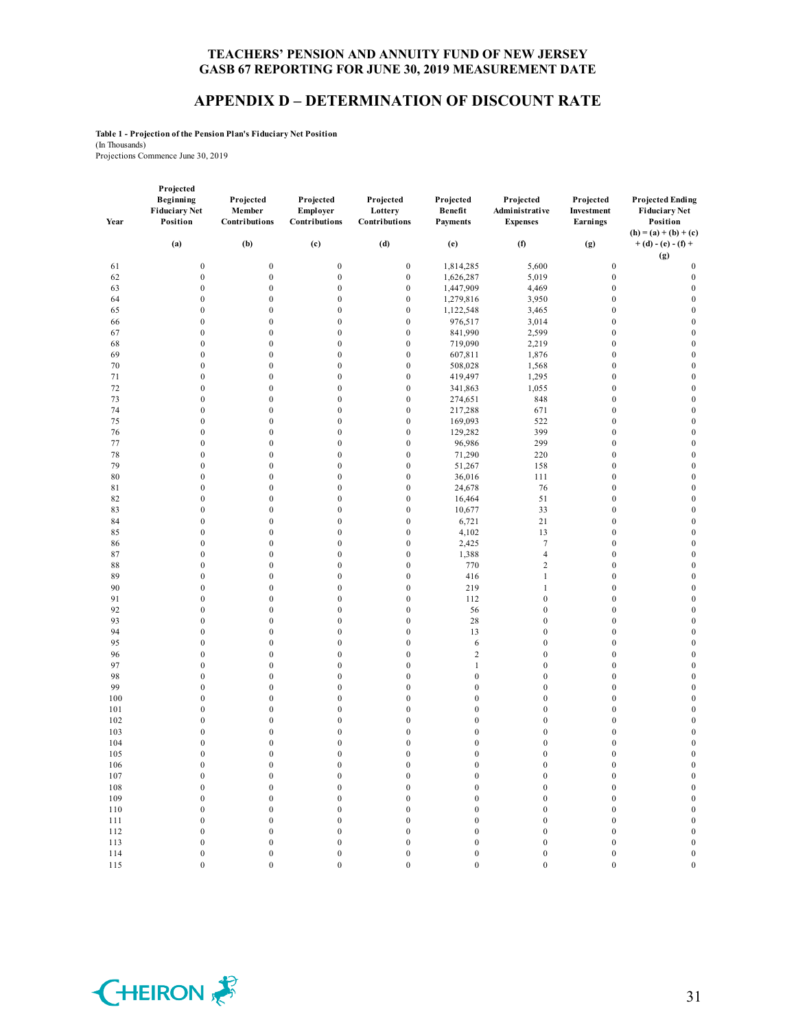**TEACHERS' PENSION AND ANNUITY FUND OF NEW JERSEY**
**GASB 67 REPORTING FOR JUNE 30, 2019 MEASUREMENT DATE**

# APPENDIX D – DETERMINATION OF DISCOUNT RATE

**Table 1 - Projection of the Pension Plan's Fiduciary Net Position**
(In Thousands)
Projections Commence June 30, 2019

| Year | Projected Beginning Fiduciary Net Position | Projected Member Contributions | Projected Employer Contributions | Projected Lottery Contributions | Projected Benefit Payments | Projected Administrative Expenses | Projected Investment Earnings | Projected Ending Fiduciary Net Position |
|---|---|---|---|---|---|---|---|---|
| | (a) | (b) | (c) | (d) | (e) | (f) | (g) | (h) = (a) + (b) + (c) + (d) - (e) - (f) + (g) |
| 61 | 0 | 0 | 0 | 0 | 1,814,285 | 5,600 | 0 | 0 |
| 62 | 0 | 0 | 0 | 0 | 1,626,287 | 5,019 | 0 | 0 |
| 63 | 0 | 0 | 0 | 0 | 1,447,909 | 4,469 | 0 | 0 |
| 64 | 0 | 0 | 0 | 0 | 1,279,816 | 3,950 | 0 | 0 |
| 65 | 0 | 0 | 0 | 0 | 1,122,548 | 3,465 | 0 | 0 |
| 66 | 0 | 0 | 0 | 0 | 976,517 | 3,014 | 0 | 0 |
| 67 | 0 | 0 | 0 | 0 | 841,990 | 2,599 | 0 | 0 |
| 68 | 0 | 0 | 0 | 0 | 719,090 | 2,219 | 0 | 0 |
| 69 | 0 | 0 | 0 | 0 | 607,811 | 1,876 | 0 | 0 |
| 70 | 0 | 0 | 0 | 0 | 508,028 | 1,568 | 0 | 0 |
| 71 | 0 | 0 | 0 | 0 | 419,497 | 1,295 | 0 | 0 |
| 72 | 0 | 0 | 0 | 0 | 341,863 | 1,055 | 0 | 0 |
| 73 | 0 | 0 | 0 | 0 | 274,651 | 848 | 0 | 0 |
| 74 | 0 | 0 | 0 | 0 | 217,288 | 671 | 0 | 0 |
| 75 | 0 | 0 | 0 | 0 | 169,093 | 522 | 0 | 0 |
| 76 | 0 | 0 | 0 | 0 | 129,282 | 399 | 0 | 0 |
| 77 | 0 | 0 | 0 | 0 | 96,986 | 299 | 0 | 0 |
| 78 | 0 | 0 | 0 | 0 | 71,290 | 220 | 0 | 0 |
| 79 | 0 | 0 | 0 | 0 | 51,267 | 158 | 0 | 0 |
| 80 | 0 | 0 | 0 | 0 | 36,016 | 111 | 0 | 0 |
| 81 | 0 | 0 | 0 | 0 | 24,678 | 76 | 0 | 0 |
| 82 | 0 | 0 | 0 | 0 | 16,464 | 51 | 0 | 0 |
| 83 | 0 | 0 | 0 | 0 | 10,677 | 33 | 0 | 0 |
| 84 | 0 | 0 | 0 | 0 | 6,721 | 21 | 0 | 0 |
| 85 | 0 | 0 | 0 | 0 | 4,102 | 13 | 0 | 0 |
| 86 | 0 | 0 | 0 | 0 | 2,425 | 7 | 0 | 0 |
| 87 | 0 | 0 | 0 | 0 | 1,388 | 4 | 0 | 0 |
| 88 | 0 | 0 | 0 | 0 | 770 | 2 | 0 | 0 |
| 89 | 0 | 0 | 0 | 0 | 416 | 1 | 0 | 0 |
| 90 | 0 | 0 | 0 | 0 | 219 | 1 | 0 | 0 |
| 91 | 0 | 0 | 0 | 0 | 112 | 0 | 0 | 0 |
| 92 | 0 | 0 | 0 | 0 | 56 | 0 | 0 | 0 |
| 93 | 0 | 0 | 0 | 0 | 28 | 0 | 0 | 0 |
| 94 | 0 | 0 | 0 | 0 | 13 | 0 | 0 | 0 |
| 95 | 0 | 0 | 0 | 0 | 6 | 0 | 0 | 0 |
| 96 | 0 | 0 | 0 | 0 | 2 | 0 | 0 | 0 |
| 97 | 0 | 0 | 0 | 0 | 1 | 0 | 0 | 0 |
| 98 | 0 | 0 | 0 | 0 | 0 | 0 | 0 | 0 |
| 99 | 0 | 0 | 0 | 0 | 0 | 0 | 0 | 0 |
| 100 | 0 | 0 | 0 | 0 | 0 | 0 | 0 | 0 |
| 101 | 0 | 0 | 0 | 0 | 0 | 0 | 0 | 0 |
| 102 | 0 | 0 | 0 | 0 | 0 | 0 | 0 | 0 |
| 103 | 0 | 0 | 0 | 0 | 0 | 0 | 0 | 0 |
| 104 | 0 | 0 | 0 | 0 | 0 | 0 | 0 | 0 |
| 105 | 0 | 0 | 0 | 0 | 0 | 0 | 0 | 0 |
| 106 | 0 | 0 | 0 | 0 | 0 | 0 | 0 | 0 |
| 107 | 0 | 0 | 0 | 0 | 0 | 0 | 0 | 0 |
| 108 | 0 | 0 | 0 | 0 | 0 | 0 | 0 | 0 |
| 109 | 0 | 0 | 0 | 0 | 0 | 0 | 0 | 0 |
| 110 | 0 | 0 | 0 | 0 | 0 | 0 | 0 | 0 |
| 111 | 0 | 0 | 0 | 0 | 0 | 0 | 0 | 0 |
| 112 | 0 | 0 | 0 | 0 | 0 | 0 | 0 | 0 |
| 113 | 0 | 0 | 0 | 0 | 0 | 0 | 0 | 0 |
| 114 | 0 | 0 | 0 | 0 | 0 | 0 | 0 | 0 |
| 115 | 0 | 0 | 0 | 0 | 0 | 0 | 0 | 0 |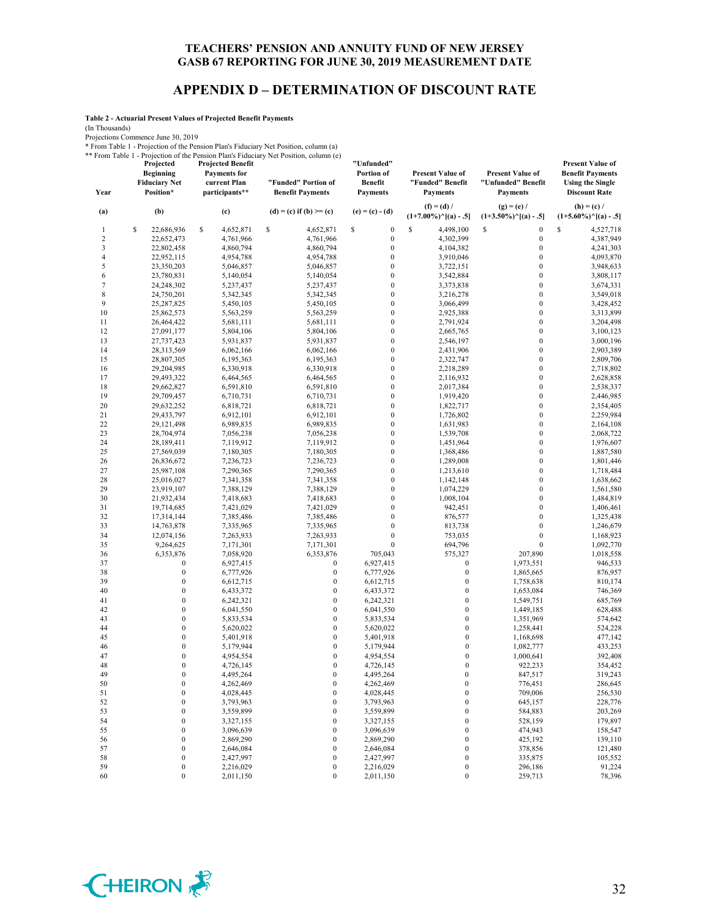# TEACHERS' PENSION AND ANNUITY FUND OF NEW JERSEY
## GASB 67 REPORTING FOR JUNE 30, 2019 MEASUREMENT DATE

## APPENDIX D – DETERMINATION OF DISCOUNT RATE

**Table 2 - Actuarial Present Values of Projected Benefit Payments**

(In Thousands)

Projections Commence June 30, 2019

* From Table 1 - Projection of the Pension Plan's Fiduciary Net Position, column (a)

** From Table 1 - Projection of the Pension Plan's Fiduciary Net Position, column (e)

| Year | Projected Beginning Fiduciary Net Position* | Projected Benefit Payments for current Plan participants** | "Funded" Portion of Benefit Payments | "Unfunded" Portion of Benefit Payments | Present Value of "Funded" Benefit Payments | Present Value of "Unfunded" Benefit Payments | Present Value of Benefit Payments Using the Single Discount Rate |
|---|---|---|---|---|---|---|---|
| (a) | (b) | (c) | (d) = (c) if (b) >= (c) | (e) = (c) - (d) | (f) = (d) / $(1+7.00\%)^{[(a) - .5]}$ | (g) = (e) / $(1+3.50\%)^{[(a) - .5]}$ | (h) = (c) / $(1+5.60\%)^{[(a) - .5]}$ |
| 1 | $ 22,686,936 | $ 4,652,871 | $ 4,652,871 | $ 0 | $ 4,498,100 | $ 0 | $ 4,527,718 |
| 2 | 22,652,473 | 4,761,966 | 4,761,966 | 0 | 4,302,399 | 0 | 4,387,949 |
| 3 | 22,802,458 | 4,860,794 | 4,860,794 | 0 | 4,104,382 | 0 | 4,241,303 |
| 4 | 22,952,115 | 4,954,788 | 4,954,788 | 0 | 3,910,046 | 0 | 4,093,870 |
| 5 | 23,350,203 | 5,046,857 | 5,046,857 | 0 | 3,722,151 | 0 | 3,948,633 |
| 6 | 23,780,831 | 5,140,054 | 5,140,054 | 0 | 3,542,884 | 0 | 3,808,117 |
| 7 | 24,248,302 | 5,237,437 | 5,237,437 | 0 | 3,373,838 | 0 | 3,674,331 |
| 8 | 24,750,201 | 5,342,345 | 5,342,345 | 0 | 3,216,278 | 0 | 3,549,018 |
| 9 | 25,287,825 | 5,450,105 | 5,450,105 | 0 | 3,066,499 | 0 | 3,428,452 |
| 10 | 25,862,573 | 5,563,259 | 5,563,259 | 0 | 2,925,388 | 0 | 3,313,899 |
| 11 | 26,464,422 | 5,681,111 | 5,681,111 | 0 | 2,791,924 | 0 | 3,204,498 |
| 12 | 27,091,177 | 5,804,106 | 5,804,106 | 0 | 2,665,765 | 0 | 3,100,123 |
| 13 | 27,737,423 | 5,931,837 | 5,931,837 | 0 | 2,546,197 | 0 | 3,000,196 |
| 14 | 28,313,569 | 6,062,166 | 6,062,166 | 0 | 2,431,906 | 0 | 2,903,389 |
| 15 | 28,807,305 | 6,195,363 | 6,195,363 | 0 | 2,322,747 | 0 | 2,809,706 |
| 16 | 29,204,985 | 6,330,918 | 6,330,918 | 0 | 2,218,289 | 0 | 2,718,802 |
| 17 | 29,493,322 | 6,464,565 | 6,464,565 | 0 | 2,116,932 | 0 | 2,628,858 |
| 18 | 29,662,827 | 6,591,810 | 6,591,810 | 0 | 2,017,384 | 0 | 2,538,337 |
| 19 | 29,709,457 | 6,710,731 | 6,710,731 | 0 | 1,919,420 | 0 | 2,446,985 |
| 20 | 29,632,252 | 6,818,721 | 6,818,721 | 0 | 1,822,717 | 0 | 2,354,405 |
| 21 | 29,433,797 | 6,912,101 | 6,912,101 | 0 | 1,726,802 | 0 | 2,259,984 |
| 22 | 29,121,498 | 6,989,835 | 6,989,835 | 0 | 1,631,983 | 0 | 2,164,108 |
| 23 | 28,704,974 | 7,056,238 | 7,056,238 | 0 | 1,539,708 | 0 | 2,068,722 |
| 24 | 28,189,411 | 7,119,912 | 7,119,912 | 0 | 1,451,964 | 0 | 1,976,607 |
| 25 | 27,569,039 | 7,180,305 | 7,180,305 | 0 | 1,368,486 | 0 | 1,887,580 |
| 26 | 26,836,672 | 7,236,723 | 7,236,723 | 0 | 1,289,008 | 0 | 1,801,446 |
| 27 | 25,987,108 | 7,290,365 | 7,290,365 | 0 | 1,213,610 | 0 | 1,718,484 |
| 28 | 25,016,027 | 7,341,358 | 7,341,358 | 0 | 1,142,148 | 0 | 1,638,662 |
| 29 | 23,919,107 | 7,388,129 | 7,388,129 | 0 | 1,074,229 | 0 | 1,561,580 |
| 30 | 21,932,434 | 7,418,683 | 7,418,683 | 0 | 1,008,104 | 0 | 1,484,819 |
| 31 | 19,714,685 | 7,421,029 | 7,421,029 | 0 | 942,451 | 0 | 1,406,461 |
| 32 | 17,314,144 | 7,385,486 | 7,385,486 | 0 | 876,577 | 0 | 1,325,438 |
| 33 | 14,763,878 | 7,335,965 | 7,335,965 | 0 | 813,738 | 0 | 1,246,679 |
| 34 | 12,074,156 | 7,263,933 | 7,263,933 | 0 | 753,035 | 0 | 1,168,923 |
| 35 | 9,264,625 | 7,171,301 | 7,171,301 | 0 | 694,796 | 0 | 1,092,770 |
| 36 | 6,353,876 | 7,058,920 | 6,353,876 | 705,043 | 575,327 | 207,890 | 1,018,558 |
| 37 | 0 | 6,927,415 | 0 | 6,927,415 | 0 | 1,973,551 | 946,533 |
| 38 | 0 | 6,777,926 | 0 | 6,777,926 | 0 | 1,865,665 | 876,957 |
| 39 | 0 | 6,612,715 | 0 | 6,612,715 | 0 | 1,758,638 | 810,174 |
| 40 | 0 | 6,433,372 | 0 | 6,433,372 | 0 | 1,653,084 | 746,369 |
| 41 | 0 | 6,242,321 | 0 | 6,242,321 | 0 | 1,549,751 | 685,769 |
| 42 | 0 | 6,041,550 | 0 | 6,041,550 | 0 | 1,449,185 | 628,488 |
| 43 | 0 | 5,833,534 | 0 | 5,833,534 | 0 | 1,351,969 | 574,642 |
| 44 | 0 | 5,620,022 | 0 | 5,620,022 | 0 | 1,258,441 | 524,228 |
| 45 | 0 | 5,401,918 | 0 | 5,401,918 | 0 | 1,168,698 | 477,142 |
| 46 | 0 | 5,179,944 | 0 | 5,179,944 | 0 | 1,082,777 | 433,253 |
| 47 | 0 | 4,954,554 | 0 | 4,954,554 | 0 | 1,000,641 | 392,408 |
| 48 | 0 | 4,726,145 | 0 | 4,726,145 | 0 | 922,233 | 354,452 |
| 49 | 0 | 4,495,264 | 0 | 4,495,264 | 0 | 847,517 | 319,243 |
| 50 | 0 | 4,262,469 | 0 | 4,262,469 | 0 | 776,451 | 286,645 |
| 51 | 0 | 4,028,445 | 0 | 4,028,445 | 0 | 709,006 | 256,530 |
| 52 | 0 | 3,793,963 | 0 | 3,793,963 | 0 | 645,157 | 228,776 |
| 53 | 0 | 3,559,899 | 0 | 3,559,899 | 0 | 584,883 | 203,269 |
| 54 | 0 | 3,327,155 | 0 | 3,327,155 | 0 | 528,159 | 179,897 |
| 55 | 0 | 3,096,639 | 0 | 3,096,639 | 0 | 474,943 | 158,547 |
| 56 | 0 | 2,869,290 | 0 | 2,869,290 | 0 | 425,192 | 139,110 |
| 57 | 0 | 2,646,084 | 0 | 2,646,084 | 0 | 378,856 | 121,480 |
| 58 | 0 | 2,427,997 | 0 | 2,427,997 | 0 | 335,875 | 105,552 |
| 59 | 0 | 2,216,029 | 0 | 2,216,029 | 0 | 296,186 | 91,224 |
| 60 | 0 | 2,011,150 | 0 | 2,011,150 | 0 | 259,713 | 78,396 |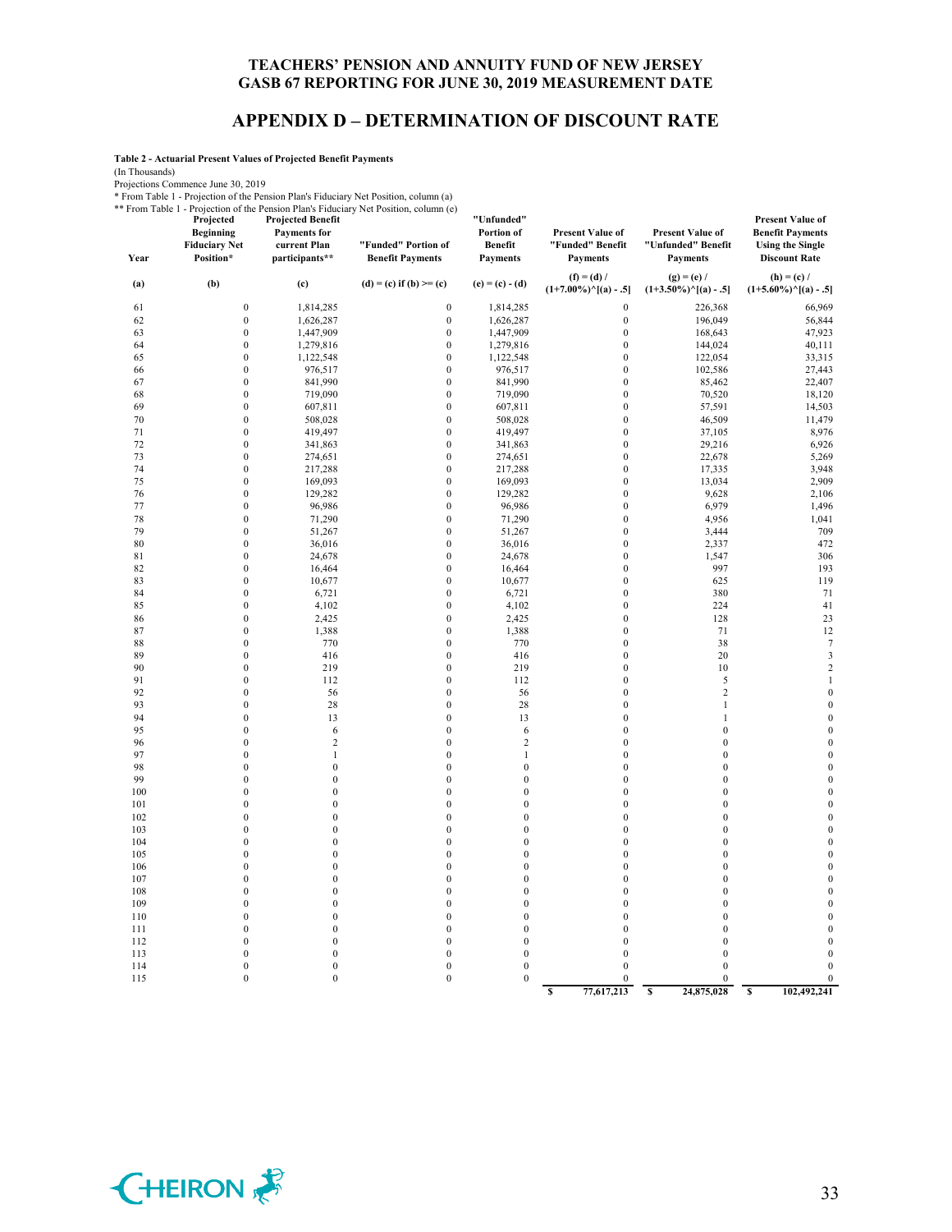# TEACHERS' PENSION AND ANNUITY FUND OF NEW JERSEY
# GASB 67 REPORTING FOR JUNE 30, 2019 MEASUREMENT DATE

## APPENDIX D – DETERMINATION OF DISCOUNT RATE

**Table 2 - Actuarial Present Values of Projected Benefit Payments**

(In Thousands)

Projections Commence June 30, 2019

\* From Table 1 - Projection of the Pension Plan's Fiduciary Net Position, column (a)

\*\* From Table 1 - Projection of the Pension Plan's Fiduciary Net Position, column (e)

| Year | Projected Beginning Fiduciary Net Position* | Projected Benefit Payments for current Plan participants** | "Funded" Portion of Benefit Payments | "Unfunded" Portion of Benefit Payments | Present Value of "Funded" Benefit Payments | Present Value of "Unfunded" Benefit Payments | Present Value of Benefit Payments Using the Single Discount Rate |
|---|---|---|---|---|---|---|---|
| (a) | (b) | (c) | (d) = (c) if (b) >= (c) | (e) = (c) - (d) | (f) = (d) / (1+7.00%)^[(a) - .5] | (g) = (e) / (1+3.50%)^[(a) - .5] | (h) = (c) / (1+5.60%)^[(a) - .5] |
| 61 | 0 | 1,814,285 | 0 | 1,814,285 | 0 | 226,368 | 66,969 |
| 62 | 0 | 1,626,287 | 0 | 1,626,287 | 0 | 196,049 | 56,844 |
| 63 | 0 | 1,447,909 | 0 | 1,447,909 | 0 | 168,643 | 47,923 |
| 64 | 0 | 1,279,816 | 0 | 1,279,816 | 0 | 144,024 | 40,111 |
| 65 | 0 | 1,122,548 | 0 | 1,122,548 | 0 | 122,054 | 33,315 |
| 66 | 0 | 976,517 | 0 | 976,517 | 0 | 102,586 | 27,443 |
| 67 | 0 | 841,990 | 0 | 841,990 | 0 | 85,462 | 22,407 |
| 68 | 0 | 719,090 | 0 | 719,090 | 0 | 70,520 | 18,120 |
| 69 | 0 | 607,811 | 0 | 607,811 | 0 | 57,591 | 14,503 |
| 70 | 0 | 508,028 | 0 | 508,028 | 0 | 46,509 | 11,479 |
| 71 | 0 | 419,497 | 0 | 419,497 | 0 | 37,105 | 8,976 |
| 72 | 0 | 341,863 | 0 | 341,863 | 0 | 29,216 | 6,926 |
| 73 | 0 | 274,651 | 0 | 274,651 | 0 | 22,678 | 5,269 |
| 74 | 0 | 217,288 | 0 | 217,288 | 0 | 17,335 | 3,948 |
| 75 | 0 | 169,093 | 0 | 169,093 | 0 | 13,034 | 2,909 |
| 76 | 0 | 129,282 | 0 | 129,282 | 0 | 9,628 | 2,106 |
| 77 | 0 | 96,986 | 0 | 96,986 | 0 | 6,979 | 1,496 |
| 78 | 0 | 71,290 | 0 | 71,290 | 0 | 4,956 | 1,041 |
| 79 | 0 | 51,267 | 0 | 51,267 | 0 | 3,444 | 709 |
| 80 | 0 | 36,016 | 0 | 36,016 | 0 | 2,337 | 472 |
| 81 | 0 | 24,678 | 0 | 24,678 | 0 | 1,547 | 306 |
| 82 | 0 | 16,464 | 0 | 16,464 | 0 | 997 | 193 |
| 83 | 0 | 10,677 | 0 | 10,677 | 0 | 625 | 119 |
| 84 | 0 | 6,721 | 0 | 6,721 | 0 | 380 | 71 |
| 85 | 0 | 4,102 | 0 | 4,102 | 0 | 224 | 41 |
| 86 | 0 | 2,425 | 0 | 2,425 | 0 | 128 | 23 |
| 87 | 0 | 1,388 | 0 | 1,388 | 0 | 71 | 12 |
| 88 | 0 | 770 | 0 | 770 | 0 | 38 | 7 |
| 89 | 0 | 416 | 0 | 416 | 0 | 20 | 3 |
| 90 | 0 | 219 | 0 | 219 | 0 | 10 | 2 |
| 91 | 0 | 112 | 0 | 112 | 0 | 5 | 1 |
| 92 | 0 | 56 | 0 | 56 | 0 | 2 | 0 |
| 93 | 0 | 28 | 0 | 28 | 0 | 1 | 0 |
| 94 | 0 | 13 | 0 | 13 | 0 | 1 | 0 |
| 95 | 0 | 6 | 0 | 6 | 0 | 0 | 0 |
| 96 | 0 | 2 | 0 | 2 | 0 | 0 | 0 |
| 97 | 0 | 1 | 0 | 1 | 0 | 0 | 0 |
| 98 | 0 | 0 | 0 | 0 | 0 | 0 | 0 |
| 99 | 0 | 0 | 0 | 0 | 0 | 0 | 0 |
| 100 | 0 | 0 | 0 | 0 | 0 | 0 | 0 |
| 101 | 0 | 0 | 0 | 0 | 0 | 0 | 0 |
| 102 | 0 | 0 | 0 | 0 | 0 | 0 | 0 |
| 103 | 0 | 0 | 0 | 0 | 0 | 0 | 0 |
| 104 | 0 | 0 | 0 | 0 | 0 | 0 | 0 |
| 105 | 0 | 0 | 0 | 0 | 0 | 0 | 0 |
| 106 | 0 | 0 | 0 | 0 | 0 | 0 | 0 |
| 107 | 0 | 0 | 0 | 0 | 0 | 0 | 0 |
| 108 | 0 | 0 | 0 | 0 | 0 | 0 | 0 |
| 109 | 0 | 0 | 0 | 0 | 0 | 0 | 0 |
| 110 | 0 | 0 | 0 | 0 | 0 | 0 | 0 |
| 111 | 0 | 0 | 0 | 0 | 0 | 0 | 0 |
| 112 | 0 | 0 | 0 | 0 | 0 | 0 | 0 |
| 113 | 0 | 0 | 0 | 0 | 0 | 0 | 0 |
| 114 | 0 | 0 | 0 | 0 | 0 | 0 | 0 |
| 115 | 0 | 0 | 0 | 0 | 0 | 0 | 0 |
| | | | | | $ 77,617,213 | $ 24,875,028 | $ 102,492,241 |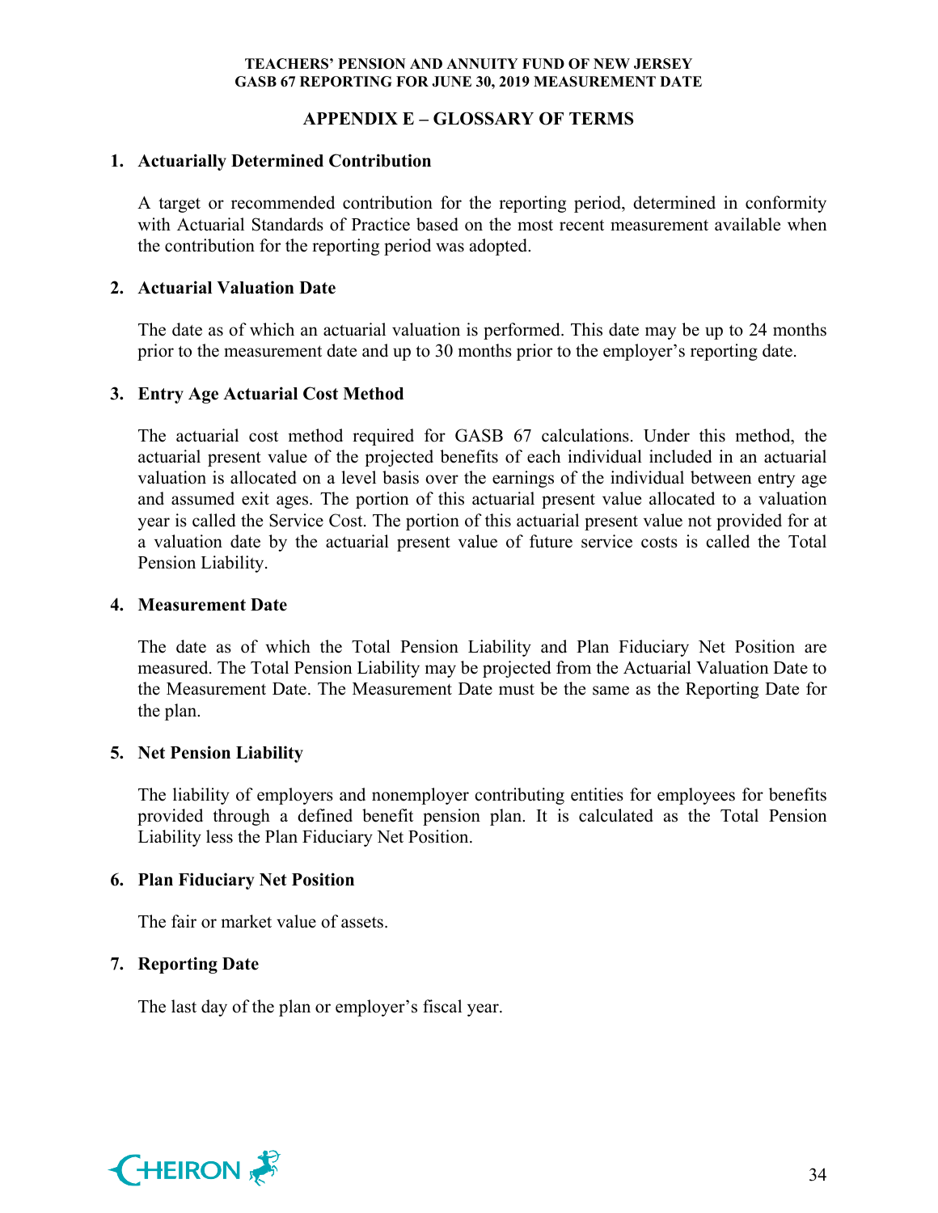## APPENDIX E – GLOSSARY OF TERMS

### 1. Actuarially Determined Contribution

A target or recommended contribution for the reporting period, determined in conformity with Actuarial Standards of Practice based on the most recent measurement available when the contribution for the reporting period was adopted.

### 2. Actuarial Valuation Date

The date as of which an actuarial valuation is performed. This date may be up to 24 months prior to the measurement date and up to 30 months prior to the employer's reporting date.

### 3. Entry Age Actuarial Cost Method

The actuarial cost method required for GASB 67 calculations. Under this method, the actuarial present value of the projected benefits of each individual included in an actuarial valuation is allocated on a level basis over the earnings of the individual between entry age and assumed exit ages. The portion of this actuarial present value allocated to a valuation year is called the Service Cost. The portion of this actuarial present value not provided for at a valuation date by the actuarial present value of future service costs is called the Total Pension Liability.

### 4. Measurement Date

The date as of which the Total Pension Liability and Plan Fiduciary Net Position are measured. The Total Pension Liability may be projected from the Actuarial Valuation Date to the Measurement Date. The Measurement Date must be the same as the Reporting Date for the plan.

### 5. Net Pension Liability

The liability of employers and nonemployer contributing entities for employees for benefits provided through a defined benefit pension plan. It is calculated as the Total Pension Liability less the Plan Fiduciary Net Position.

### 6. Plan Fiduciary Net Position

The fair or market value of assets.

### 7. Reporting Date

The last day of the plan or employer's fiscal year.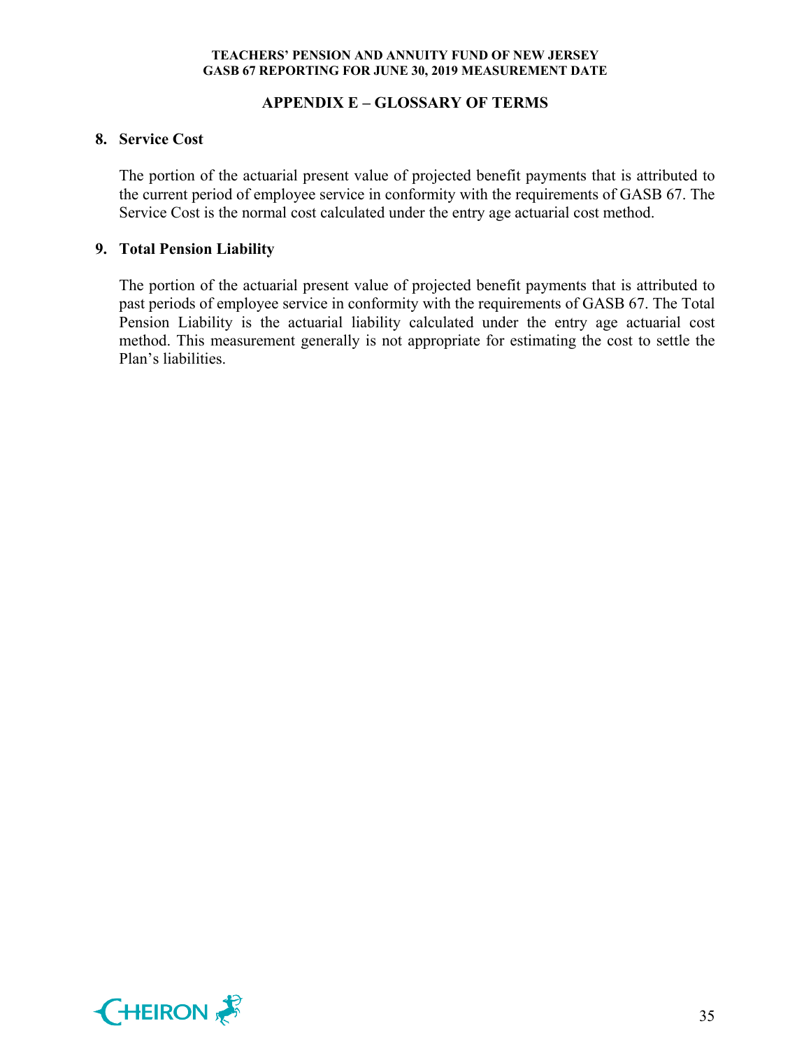## APPENDIX E – GLOSSARY OF TERMS

### 8. Service Cost

The portion of the actuarial present value of projected benefit payments that is attributed to the current period of employee service in conformity with the requirements of GASB 67. The Service Cost is the normal cost calculated under the entry age actuarial cost method.

### 9. Total Pension Liability

The portion of the actuarial present value of projected benefit payments that is attributed to past periods of employee service in conformity with the requirements of GASB 67. The Total Pension Liability is the actuarial liability calculated under the entry age actuarial cost method. This measurement generally is not appropriate for estimating the cost to settle the Plan's liabilities.